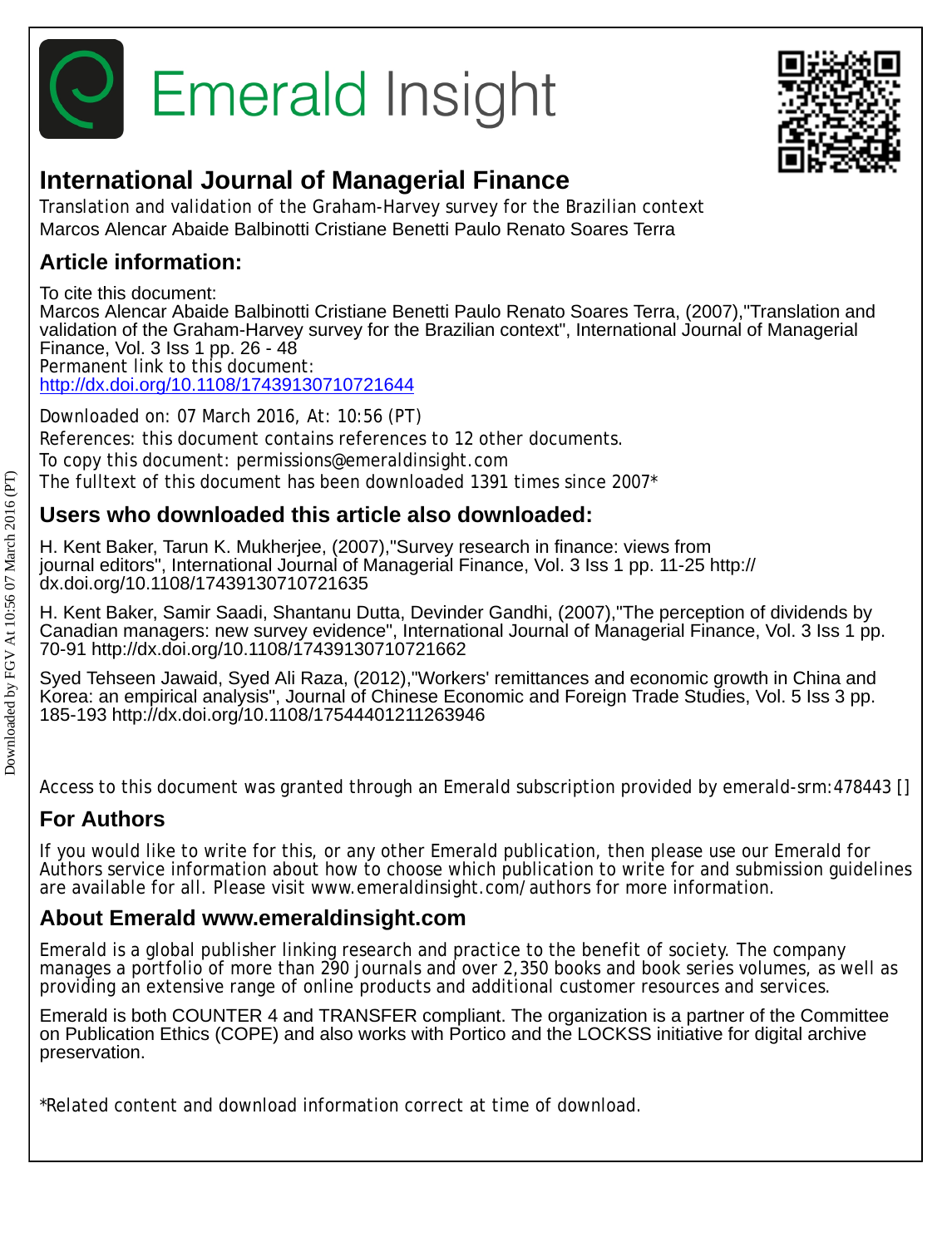# Emerald Insight

## International Journal of Managerial Finance

Translation and validation of the Graham-Harvey survey for the Brazilian context
Marcos Alencar Abaide Balbinotti Cristiane Benetti Paulo Renato Soares Terra

## Article information:

To cite this document:
Marcos Alencar Abaide Balbinotti Cristiane Benetti Paulo Renato Soares Terra, (2007),"Translation and validation of the Graham-Harvey survey for the Brazilian context", International Journal of Managerial Finance, Vol. 3 Iss 1 pp. 26 - 48
Permanent link to this document:
http://dx.doi.org/10.1108/17439130710721644

Downloaded on: 07 March 2016, At: 10:56 (PT)
References: this document contains references to 12 other documents.
To copy this document: permissions@emeraldinsight.com
The fulltext of this document has been downloaded 1391 times since 2007*

## Users who downloaded this article also downloaded:

H. Kent Baker, Tarun K. Mukherjee, (2007),"Survey research in finance: views from journal editors", International Journal of Managerial Finance, Vol. 3 Iss 1 pp. 11-25 http://dx.doi.org/10.1108/17439130710721635

H. Kent Baker, Samir Saadi, Shantanu Dutta, Devinder Gandhi, (2007),"The perception of dividends by Canadian managers: new survey evidence", International Journal of Managerial Finance, Vol. 3 Iss 1 pp. 70-91 http://dx.doi.org/10.1108/17439130710721662

Syed Tehseen Jawaid, Syed Ali Raza, (2012),"Workers' remittances and economic growth in China and Korea: an empirical analysis", Journal of Chinese Economic and Foreign Trade Studies, Vol. 5 Iss 3 pp. 185-193 http://dx.doi.org/10.1108/17544401211263946

Access to this document was granted through an Emerald subscription provided by emerald-srm:478443 []

## For Authors

If you would like to write for this, or any other Emerald publication, then please use our Emerald for Authors service information about how to choose which publication to write for and submission guidelines are available for all. Please visit www.emeraldinsight.com/authors for more information.

## About Emerald www.emeraldinsight.com

Emerald is a global publisher linking research and practice to the benefit of society. The company manages a portfolio of more than 290 journals and over 2,350 books and book series volumes, as well as providing an extensive range of online products and additional customer resources and services.

Emerald is both COUNTER 4 and TRANSFER compliant. The organization is a partner of the Committee on Publication Ethics (COPE) and also works with Portico and the LOCKSS initiative for digital archive preservation.

*Related content and download information correct at time of download.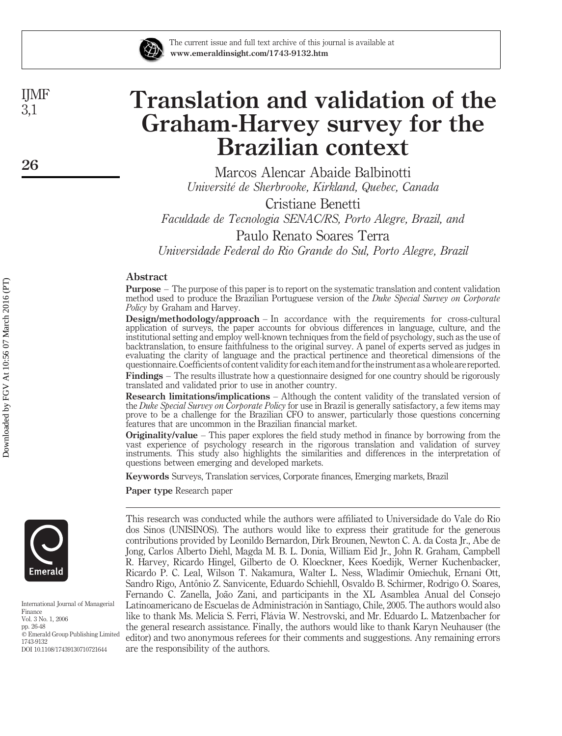# Translation and validation of the Graham-Harvey survey for the Brazilian context

Marcos Alencar Abaide Balbinotti
*Université de Sherbrooke, Kirkland, Quebec, Canada*

Cristiane Benetti
*Faculdade de Tecnologia SENAC/RS, Porto Alegre, Brazil, and*

Paulo Renato Soares Terra
*Universidade Federal do Rio Grande do Sul, Porto Alegre, Brazil*

## Abstract

**Purpose** – The purpose of this paper is to report on the systematic translation and content validation method used to produce the Brazilian Portuguese version of the *Duke Special Survey on Corporate Policy* by Graham and Harvey.

**Design/methodology/approach** – In accordance with the requirements for cross-cultural application of surveys, the paper accounts for obvious differences in language, culture, and the institutional setting and employ well-known techniques from the field of psychology, such as the use of backtranslation, to ensure faithfulness to the original survey. A panel of experts served as judges in evaluating the clarity of language and the practical pertinence and theoretical dimensions of the questionnaire. Coefficients of content validity for each item and for the instrument as a whole are reported.

**Findings** – The results illustrate how a questionnaire designed for one country should be rigorously translated and validated prior to use in another country.

**Research limitations/implications** – Although the content validity of the translated version of the *Duke Special Survey on Corporate Policy* for use in Brazil is generally satisfactory, a few items may prove to be a challenge for the Brazilian CFO to answer, particularly those questions concerning features that are uncommon in the Brazilian financial market.

**Originality/value** – This paper explores the field study method in finance by borrowing from the vast experience of psychology research in the rigorous translation and validation of survey instruments. This study also highlights the similarities and differences in the interpretation of questions between emerging and developed markets.

**Keywords** Surveys, Translation services, Corporate finances, Emerging markets, Brazil

**Paper type** Research paper

This research was conducted while the authors were affiliated to Universidade do Vale do Rio dos Sinos (UNISINOS). The authors would like to express their gratitude for the generous contributions provided by Leonildo Bernardon, Dirk Brounen, Newton C. A. da Costa Jr., Abe de Jong, Carlos Alberto Diehl, Magda M. B. L. Donia, William Eid Jr., John R. Graham, Campbell R. Harvey, Ricardo Hingel, Gilberto de O. Kloeckner, Kees Koedijk, Werner Kuchenbacker, Ricardo P. C. Leal, Wilson T. Nakamura, Walter L. Ness, Wladimir Omiechuk, Ernani Ott, Sandro Rigo, Antônio Z. Sanvicente, Eduardo Schiehll, Osvaldo B. Schirmer, Rodrigo O. Soares, Fernando C. Zanella, João Zani, and participants in the XL Asamblea Anual del Consejo Latinoamericano de Escuelas de Administración in Santiago, Chile, 2005. The authors would also like to thank Ms. Melícia S. Ferri, Flávia W. Nestrovski, and Mr. Eduardo L. Matzenbacher for the general research assistance. Finally, the authors would like to thank Karyn Neuhauser (the editor) and two anonymous referees for their comments and suggestions. Any remaining errors are the responsibility of the authors.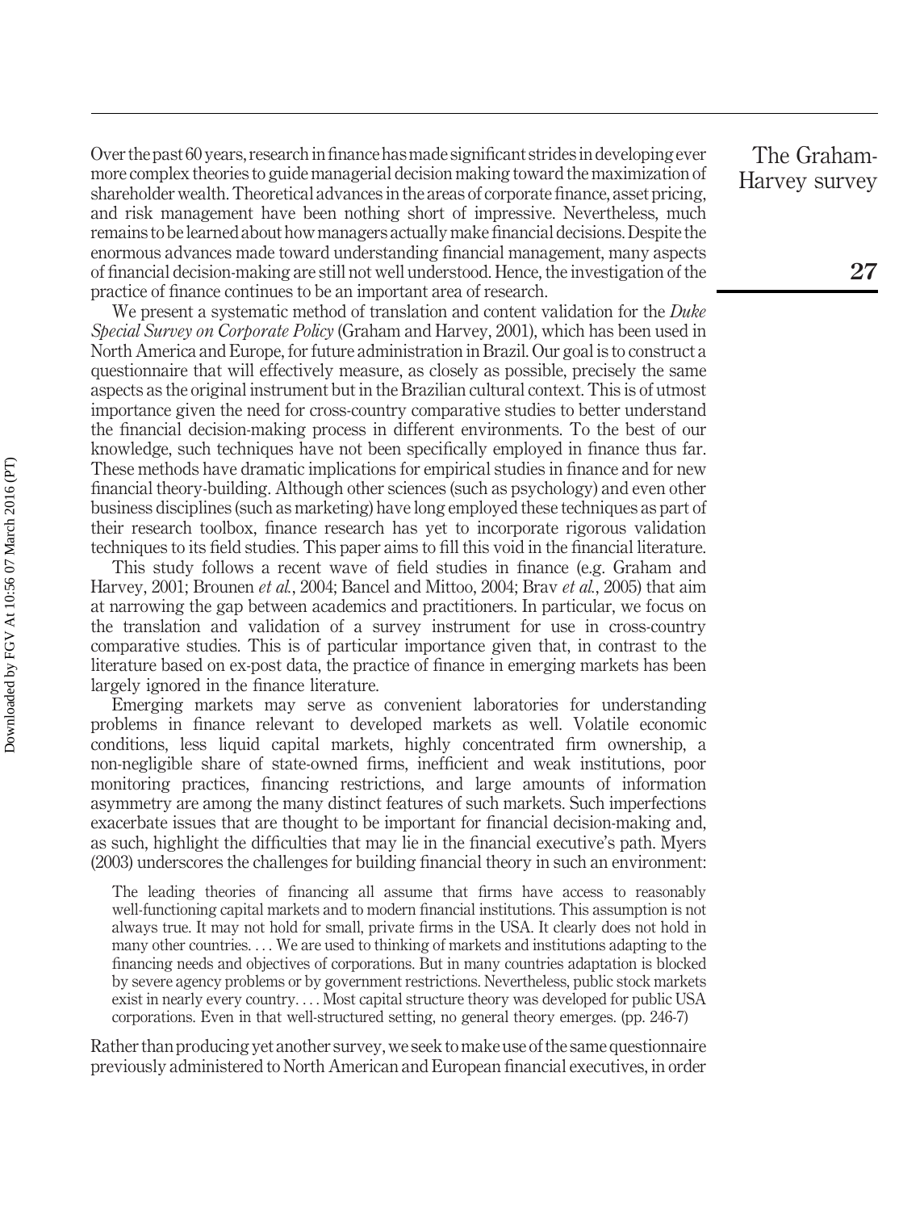Over the past 60 years, research in finance has made significant strides in developing ever more complex theories to guide managerial decision making toward the maximization of shareholder wealth. Theoretical advances in the areas of corporate finance, asset pricing, and risk management have been nothing short of impressive. Nevertheless, much remains to be learned about how managers actually make financial decisions. Despite the enormous advances made toward understanding financial management, many aspects of financial decision-making are still not well understood. Hence, the investigation of the practice of finance continues to be an important area of research.

We present a systematic method of translation and content validation for the *Duke Special Survey on Corporate Policy* (Graham and Harvey, 2001), which has been used in North America and Europe, for future administration in Brazil. Our goal is to construct a questionnaire that will effectively measure, as closely as possible, precisely the same aspects as the original instrument but in the Brazilian cultural context. This is of utmost importance given the need for cross-country comparative studies to better understand the financial decision-making process in different environments. To the best of our knowledge, such techniques have not been specifically employed in finance thus far. These methods have dramatic implications for empirical studies in finance and for new financial theory-building. Although other sciences (such as psychology) and even other business disciplines (such as marketing) have long employed these techniques as part of their research toolbox, finance research has yet to incorporate rigorous validation techniques to its field studies. This paper aims to fill this void in the financial literature.

This study follows a recent wave of field studies in finance (e.g. Graham and Harvey, 2001; Brounen *et al.*, 2004; Bancel and Mittoo, 2004; Brav *et al.*, 2005) that aim at narrowing the gap between academics and practitioners. In particular, we focus on the translation and validation of a survey instrument for use in cross-country comparative studies. This is of particular importance given that, in contrast to the literature based on ex-post data, the practice of finance in emerging markets has been largely ignored in the finance literature.

Emerging markets may serve as convenient laboratories for understanding problems in finance relevant to developed markets as well. Volatile economic conditions, less liquid capital markets, highly concentrated firm ownership, a non-negligible share of state-owned firms, inefficient and weak institutions, poor monitoring practices, financing restrictions, and large amounts of information asymmetry are among the many distinct features of such markets. Such imperfections exacerbate issues that are thought to be important for financial decision-making and, as such, highlight the difficulties that may lie in the financial executive's path. Myers (2003) underscores the challenges for building financial theory in such an environment:

> The leading theories of financing all assume that firms have access to reasonably well-functioning capital markets and to modern financial institutions. This assumption is not always true. It may not hold for small, private firms in the USA. It clearly does not hold in many other countries. . . . We are used to thinking of markets and institutions adapting to the financing needs and objectives of corporations. But in many countries adaptation is blocked by severe agency problems or by government restrictions. Nevertheless, public stock markets exist in nearly every country. . . . Most capital structure theory was developed for public USA corporations. Even in that well-structured setting, no general theory emerges. (pp. 246-7)

Rather than producing yet another survey, we seek to make use of the same questionnaire previously administered to North American and European financial executives, in order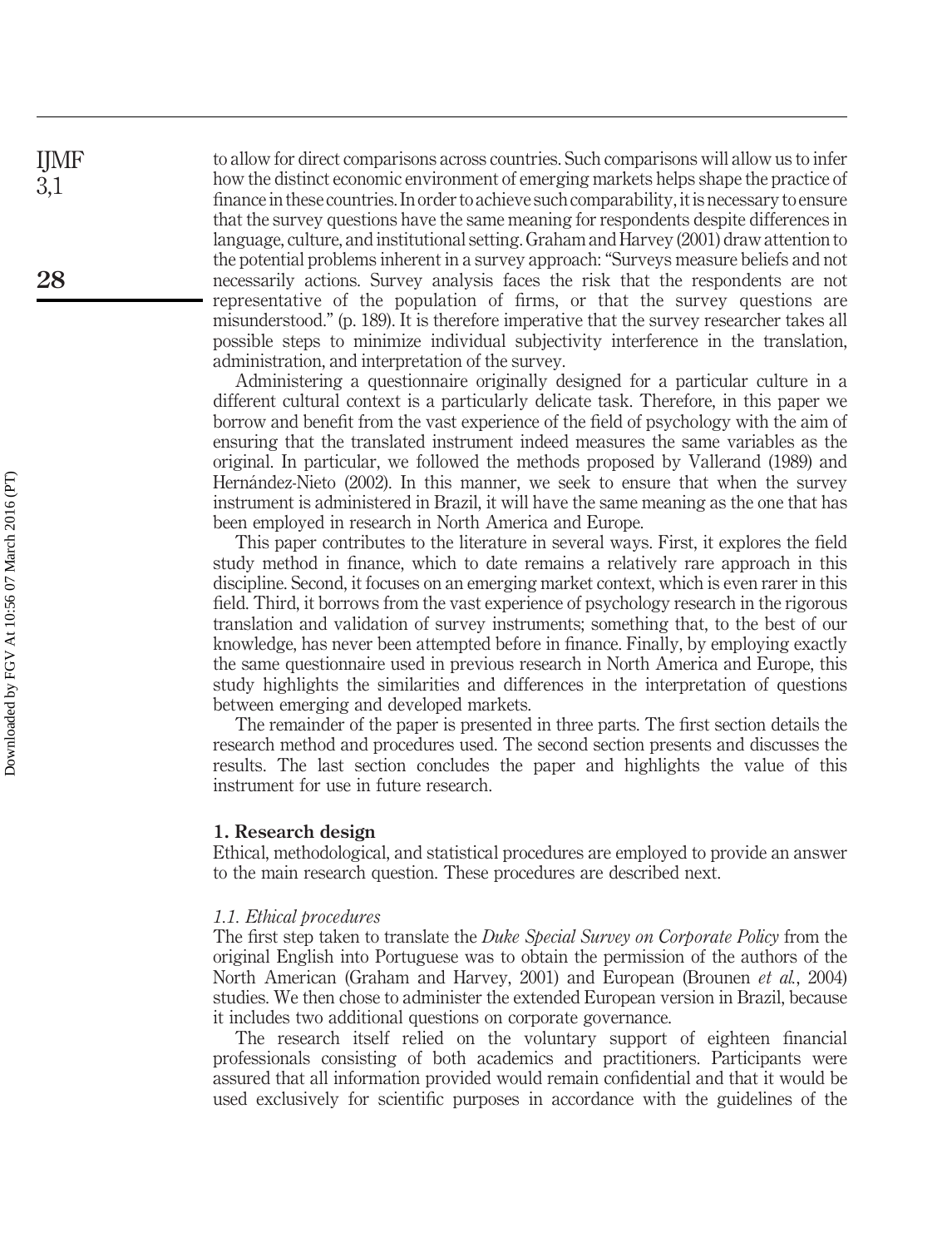to allow for direct comparisons across countries. Such comparisons will allow us to infer how the distinct economic environment of emerging markets helps shape the practice of finance in these countries. In order to achieve such comparability, it is necessary to ensure that the survey questions have the same meaning for respondents despite differences in language, culture, and institutional setting. Graham and Harvey (2001) draw attention to the potential problems inherent in a survey approach: "Surveys measure beliefs and not necessarily actions. Survey analysis faces the risk that the respondents are not representative of the population of firms, or that the survey questions are misunderstood." (p. 189). It is therefore imperative that the survey researcher takes all possible steps to minimize individual subjectivity interference in the translation, administration, and interpretation of the survey.

Administering a questionnaire originally designed for a particular culture in a different cultural context is a particularly delicate task. Therefore, in this paper we borrow and benefit from the vast experience of the field of psychology with the aim of ensuring that the translated instrument indeed measures the same variables as the original. In particular, we followed the methods proposed by Vallerand (1989) and Hernández-Nieto (2002). In this manner, we seek to ensure that when the survey instrument is administered in Brazil, it will have the same meaning as the one that has been employed in research in North America and Europe.

This paper contributes to the literature in several ways. First, it explores the field study method in finance, which to date remains a relatively rare approach in this discipline. Second, it focuses on an emerging market context, which is even rarer in this field. Third, it borrows from the vast experience of psychology research in the rigorous translation and validation of survey instruments; something that, to the best of our knowledge, has never been attempted before in finance. Finally, by employing exactly the same questionnaire used in previous research in North America and Europe, this study highlights the similarities and differences in the interpretation of questions between emerging and developed markets.

The remainder of the paper is presented in three parts. The first section details the research method and procedures used. The second section presents and discusses the results. The last section concludes the paper and highlights the value of this instrument for use in future research.

## 1. Research design

Ethical, methodological, and statistical procedures are employed to provide an answer to the main research question. These procedures are described next.

### *1.1. Ethical procedures*

The first step taken to translate the *Duke Special Survey on Corporate Policy* from the original English into Portuguese was to obtain the permission of the authors of the North American (Graham and Harvey, 2001) and European (Brounen *et al.*, 2004) studies. We then chose to administer the extended European version in Brazil, because it includes two additional questions on corporate governance.

The research itself relied on the voluntary support of eighteen financial professionals consisting of both academics and practitioners. Participants were assured that all information provided would remain confidential and that it would be used exclusively for scientific purposes in accordance with the guidelines of the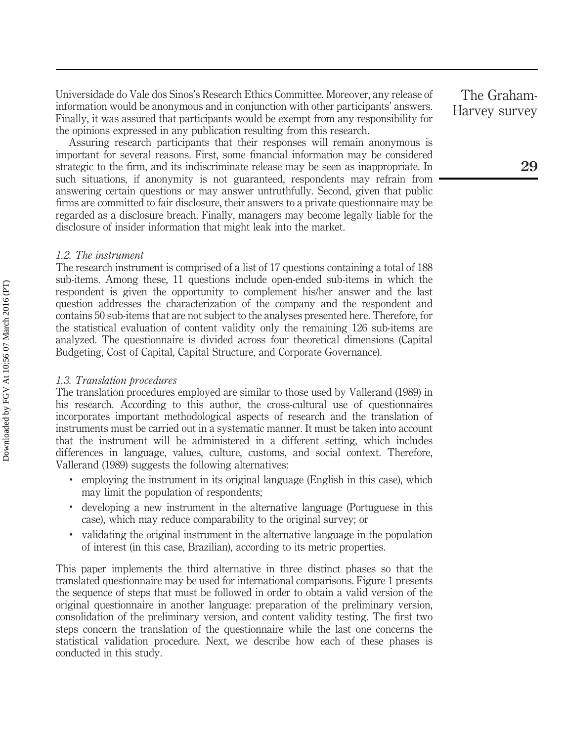Universidade do Vale dos Sinos's Research Ethics Committee. Moreover, any release of information would be anonymous and in conjunction with other participants' answers. Finally, it was assured that participants would be exempt from any responsibility for the opinions expressed in any publication resulting from this research.

Assuring research participants that their responses will remain anonymous is important for several reasons. First, some financial information may be considered strategic to the firm, and its indiscriminate release may be seen as inappropriate. In such situations, if anonymity is not guaranteed, respondents may refrain from answering certain questions or may answer untruthfully. Second, given that public firms are committed to fair disclosure, their answers to a private questionnaire may be regarded as a disclosure breach. Finally, managers may become legally liable for the disclosure of insider information that might leak into the market.

### *1.2. The instrument*

The research instrument is comprised of a list of 17 questions containing a total of 188 sub-items. Among these, 11 questions include open-ended sub-items in which the respondent is given the opportunity to complement his/her answer and the last question addresses the characterization of the company and the respondent and contains 50 sub-items that are not subject to the analyses presented here. Therefore, for the statistical evaluation of content validity only the remaining 126 sub-items are analyzed. The questionnaire is divided across four theoretical dimensions (Capital Budgeting, Cost of Capital, Capital Structure, and Corporate Governance).

### *1.3. Translation procedures*

The translation procedures employed are similar to those used by Vallerand (1989) in his research. According to this author, the cross-cultural use of questionnaires incorporates important methodological aspects of research and the translation of instruments must be carried out in a systematic manner. It must be taken into account that the instrument will be administered in a different setting, which includes differences in language, values, culture, customs, and social context. Therefore, Vallerand (1989) suggests the following alternatives:

- employing the instrument in its original language (English in this case), which may limit the population of respondents;
- developing a new instrument in the alternative language (Portuguese in this case), which may reduce comparability to the original survey; or
- validating the original instrument in the alternative language in the population of interest (in this case, Brazilian), according to its metric properties.

This paper implements the third alternative in three distinct phases so that the translated questionnaire may be used for international comparisons. Figure 1 presents the sequence of steps that must be followed in order to obtain a valid version of the original questionnaire in another language: preparation of the preliminary version, consolidation of the preliminary version, and content validity testing. The first two steps concern the translation of the questionnaire while the last one concerns the statistical validation procedure. Next, we describe how each of these phases is conducted in this study.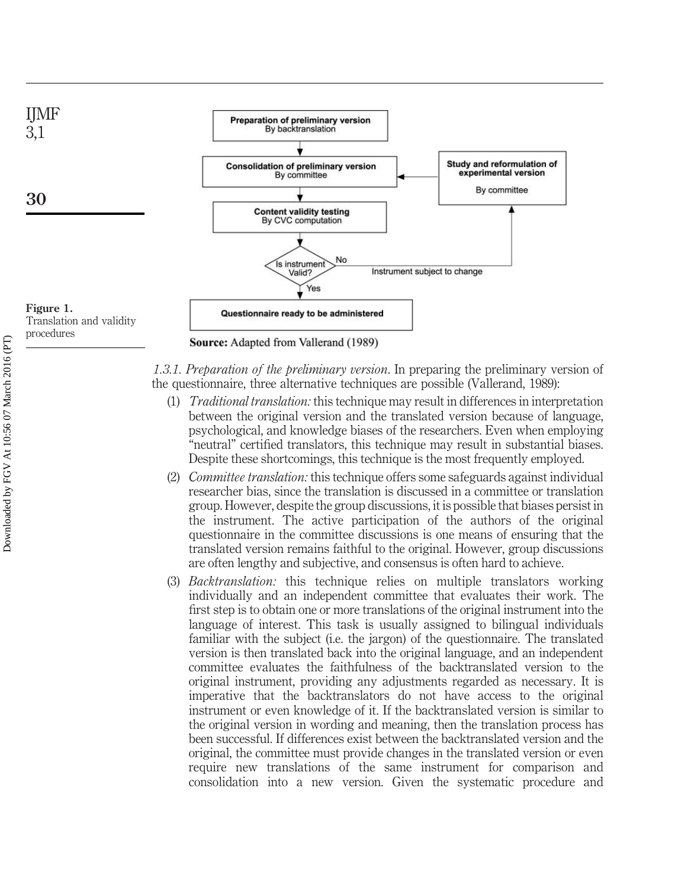**Figure 1.** Translation and validity procedures

Source: Adapted from Vallerand (1989)

*1.3.1. Preparation of the preliminary version*. In preparing the preliminary version of the questionnaire, three alternative techniques are possible (Vallerand, 1989):

1. *Traditional translation:* this technique may result in differences in interpretation between the original version and the translated version because of language, psychological, and knowledge biases of the researchers. Even when employing "neutral" certified translators, this technique may result in substantial biases. Despite these shortcomings, this technique is the most frequently employed.
2. *Committee translation:* this technique offers some safeguards against individual researcher bias, since the translation is discussed in a committee or translation group. However, despite the group discussions, it is possible that biases persist in the instrument. The active participation of the authors of the original questionnaire in the committee discussions is one means of ensuring that the translated version remains faithful to the original. However, group discussions are often lengthy and subjective, and consensus is often hard to achieve.
3. *Backtranslation:* this technique relies on multiple translators working individually and an independent committee that evaluates their work. The first step is to obtain one or more translations of the original instrument into the language of interest. This task is usually assigned to bilingual individuals familiar with the subject (i.e. the jargon) of the questionnaire. The translated version is then translated back into the original language, and an independent committee evaluates the faithfulness of the backtranslated version to the original instrument, providing any adjustments regarded as necessary. It is imperative that the backtranslators do not have access to the original instrument or even knowledge of it. If the backtranslated version is similar to the original version in wording and meaning, then the translation process has been successful. If differences exist between the backtranslated version and the original, the committee must provide changes in the translated version or even require new translations of the same instrument for comparison and consolidation into a new version. Given the systematic procedure and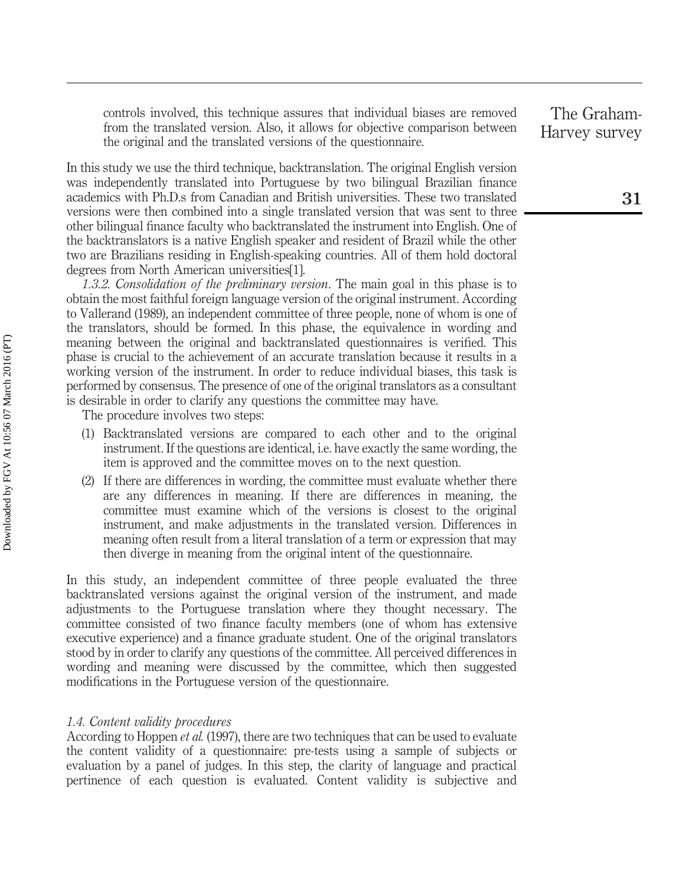controls involved, this technique assures that individual biases are removed from the translated version. Also, it allows for objective comparison between the original and the translated versions of the questionnaire.

In this study we use the third technique, backtranslation. The original English version was independently translated into Portuguese by two bilingual Brazilian finance academics with Ph.D.s from Canadian and British universities. These two translated versions were then combined into a single translated version that was sent to three other bilingual finance faculty who backtranslated the instrument into English. One of the backtranslators is a native English speaker and resident of Brazil while the other two are Brazilians residing in English-speaking countries. All of them hold doctoral degrees from North American universities[1].

*1.3.2. Consolidation of the preliminary version*. The main goal in this phase is to obtain the most faithful foreign language version of the original instrument. According to Vallerand (1989), an independent committee of three people, none of whom is one of the translators, should be formed. In this phase, the equivalence in wording and meaning between the original and backtranslated questionnaires is verified. This phase is crucial to the achievement of an accurate translation because it results in a working version of the instrument. In order to reduce individual biases, this task is performed by consensus. The presence of one of the original translators as a consultant is desirable in order to clarify any questions the committee may have.

The procedure involves two steps:

(1) Backtranslated versions are compared to each other and to the original instrument. If the questions are identical, i.e. have exactly the same wording, the item is approved and the committee moves on to the next question.

(2) If there are differences in wording, the committee must evaluate whether there are any differences in meaning. If there are differences in meaning, the committee must examine which of the versions is closest to the original instrument, and make adjustments in the translated version. Differences in meaning often result from a literal translation of a term or expression that may then diverge in meaning from the original intent of the questionnaire.

In this study, an independent committee of three people evaluated the three backtranslated versions against the original version of the instrument, and made adjustments to the Portuguese translation where they thought necessary. The committee consisted of two finance faculty members (one of whom has extensive executive experience) and a finance graduate student. One of the original translators stood by in order to clarify any questions of the committee. All perceived differences in wording and meaning were discussed by the committee, which then suggested modifications in the Portuguese version of the questionnaire.

### *1.4. Content validity procedures*

According to Hoppen *et al.* (1997), there are two techniques that can be used to evaluate the content validity of a questionnaire: pre-tests using a sample of subjects or evaluation by a panel of judges. In this step, the clarity of language and practical pertinence of each question is evaluated. Content validity is subjective and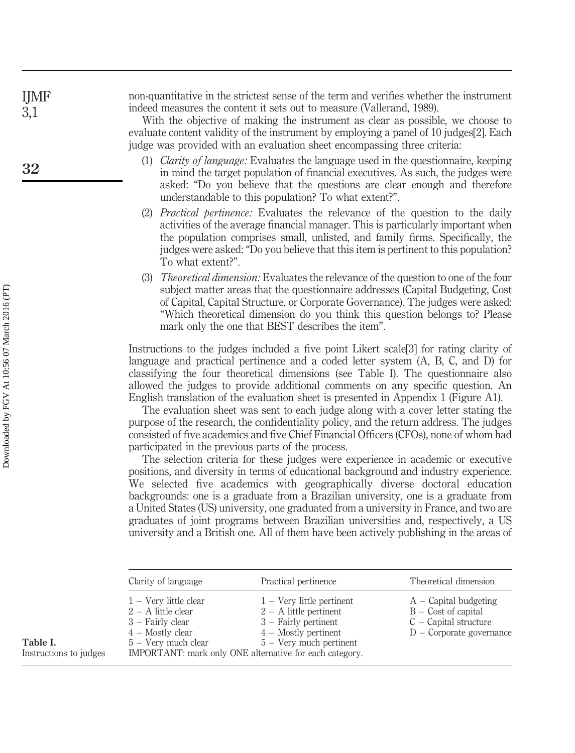non-quantitative in the strictest sense of the term and verifies whether the instrument indeed measures the content it sets out to measure (Vallerand, 1989).

With the objective of making the instrument as clear as possible, we choose to evaluate content validity of the instrument by employing a panel of 10 judges[2]. Each judge was provided with an evaluation sheet encompassing three criteria:

1. *Clarity of language:* Evaluates the language used in the questionnaire, keeping in mind the target population of financial executives. As such, the judges were asked: "Do you believe that the questions are clear enough and therefore understandable to this population? To what extent?".
2. *Practical pertinence:* Evaluates the relevance of the question to the daily activities of the average financial manager. This is particularly important when the population comprises small, unlisted, and family firms. Specifically, the judges were asked: "Do you believe that this item is pertinent to this population? To what extent?".
3. *Theoretical dimension:* Evaluates the relevance of the question to one of the four subject matter areas that the questionnaire addresses (Capital Budgeting, Cost of Capital, Capital Structure, or Corporate Governance). The judges were asked: "Which theoretical dimension do you think this question belongs to? Please mark only the one that BEST describes the item".

Instructions to the judges included a five point Likert scale[3] for rating clarity of language and practical pertinence and a coded letter system (A, B, C, and D) for classifying the four theoretical dimensions (see Table I). The questionnaire also allowed the judges to provide additional comments on any specific question. An English translation of the evaluation sheet is presented in Appendix 1 (Figure A1).

The evaluation sheet was sent to each judge along with a cover letter stating the purpose of the research, the confidentiality policy, and the return address. The judges consisted of five academics and five Chief Financial Officers (CFOs), none of whom had participated in the previous parts of the process.

The selection criteria for these judges were experience in academic or executive positions, and diversity in terms of educational background and industry experience. We selected five academics with geographically diverse doctoral education backgrounds: one is a graduate from a Brazilian university, one is a graduate from a United States (US) university, one graduated from a university in France, and two are graduates of joint programs between Brazilian universities and, respectively, a US university and a British one. All of them have been actively publishing in the areas of

| Clarity of language | Practical pertinence | Theoretical dimension |
|---|---|---|
| 1 – Very little clear | 1 – Very little pertinent | A – Capital budgeting |
| 2 – A little clear | 2 – A little pertinent | B – Cost of capital |
| 3 – Fairly clear | 3 – Fairly pertinent | C – Capital structure |
| 4 – Mostly clear | 4 – Mostly pertinent | D – Corporate governance |
| 5 – Very much clear | 5 – Very much pertinent | |
| IMPORTANT: mark only ONE alternative for each category. | | |

**Table I.** Instructions to judges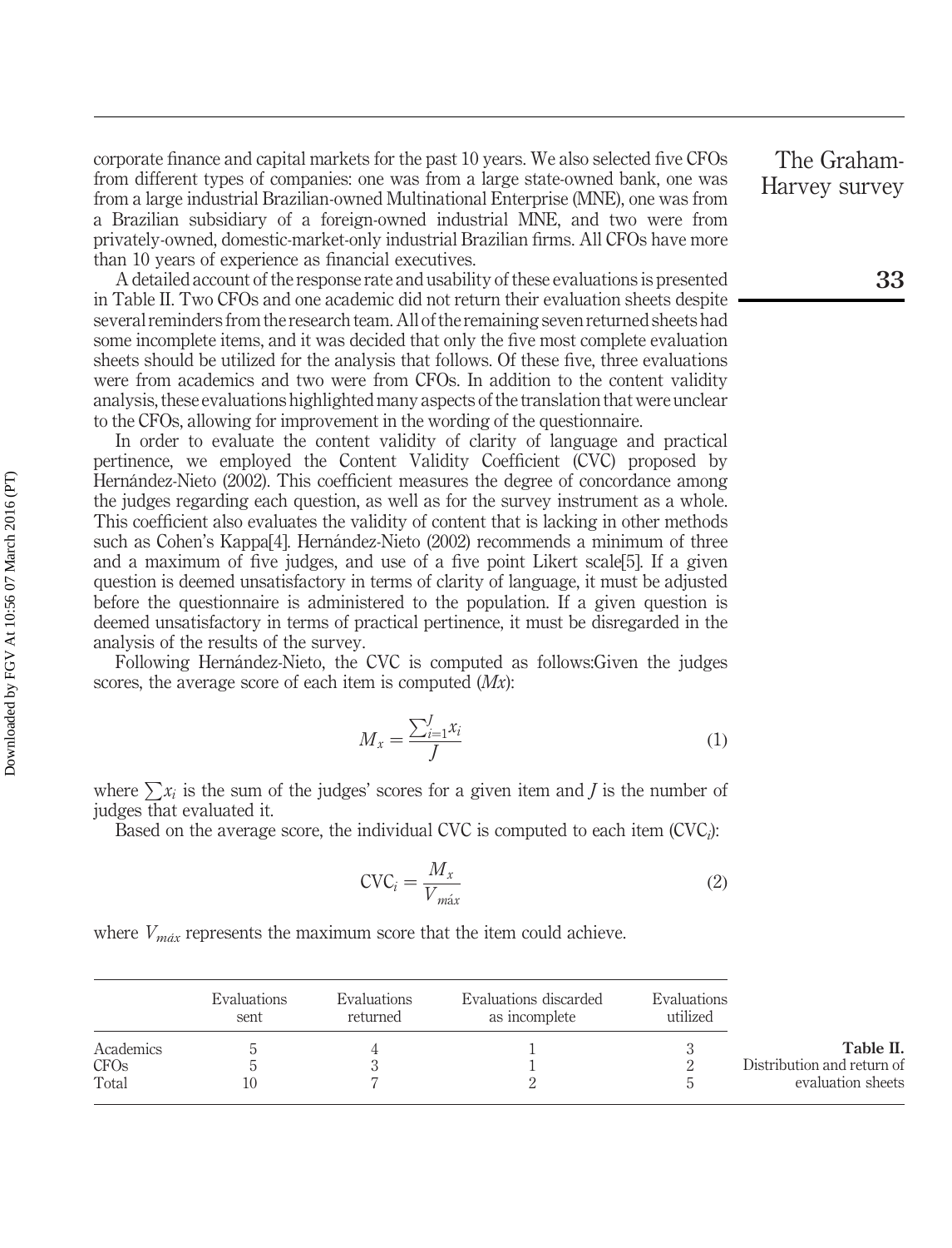corporate finance and capital markets for the past 10 years. We also selected five CFOs from different types of companies: one was from a large state-owned bank, one was from a large industrial Brazilian-owned Multinational Enterprise (MNE), one was from a Brazilian subsidiary of a foreign-owned industrial MNE, and two were from privately-owned, domestic-market-only industrial Brazilian firms. All CFOs have more than 10 years of experience as financial executives.

A detailed account of the response rate and usability of these evaluations is presented in Table II. Two CFOs and one academic did not return their evaluation sheets despite several reminders from the research team. All of the remaining seven returned sheets had some incomplete items, and it was decided that only the five most complete evaluation sheets should be utilized for the analysis that follows. Of these five, three evaluations were from academics and two were from CFOs. In addition to the content validity analysis, these evaluations highlighted many aspects of the translation that were unclear to the CFOs, allowing for improvement in the wording of the questionnaire.

In order to evaluate the content validity of clarity of language and practical pertinence, we employed the Content Validity Coefficient (CVC) proposed by Hernández-Nieto (2002). This coefficient measures the degree of concordance among the judges regarding each question, as well as for the survey instrument as a whole. This coefficient also evaluates the validity of content that is lacking in other methods such as Cohen's Kappa[4]. Hernández-Nieto (2002) recommends a minimum of three and a maximum of five judges, and use of a five point Likert scale[5]. If a given question is deemed unsatisfactory in terms of clarity of language, it must be adjusted before the questionnaire is administered to the population. If a given question is deemed unsatisfactory in terms of practical pertinence, it must be disregarded in the analysis of the results of the survey.

Following Hernández-Nieto, the CVC is computed as follows:Given the judges scores, the average score of each item is computed ($Mx$):

$$M_x = \frac{\sum_{i=1}^{J} x_i}{J} \tag{1}$$

where $\sum x_i$ is the sum of the judges' scores for a given item and $J$ is the number of judges that evaluated it.

Based on the average score, the individual CVC is computed to each item ($\text{CVC}_i$):

$$\text{CVC}_i = \frac{M_x}{V_{máx}} \tag{2}$$

where $V_{máx}$ represents the maximum score that the item could achieve.

| | Evaluations sent | Evaluations returned | Evaluations discarded as incomplete | Evaluations utilized |
|---|---|---|---|---|
| Academics | 5 | 4 | 1 | 3 |
| CFOs | 5 | 3 | 1 | 2 |
| Total | 10 | 7 | 2 | 5 |

**Table II.** Distribution and return of evaluation sheets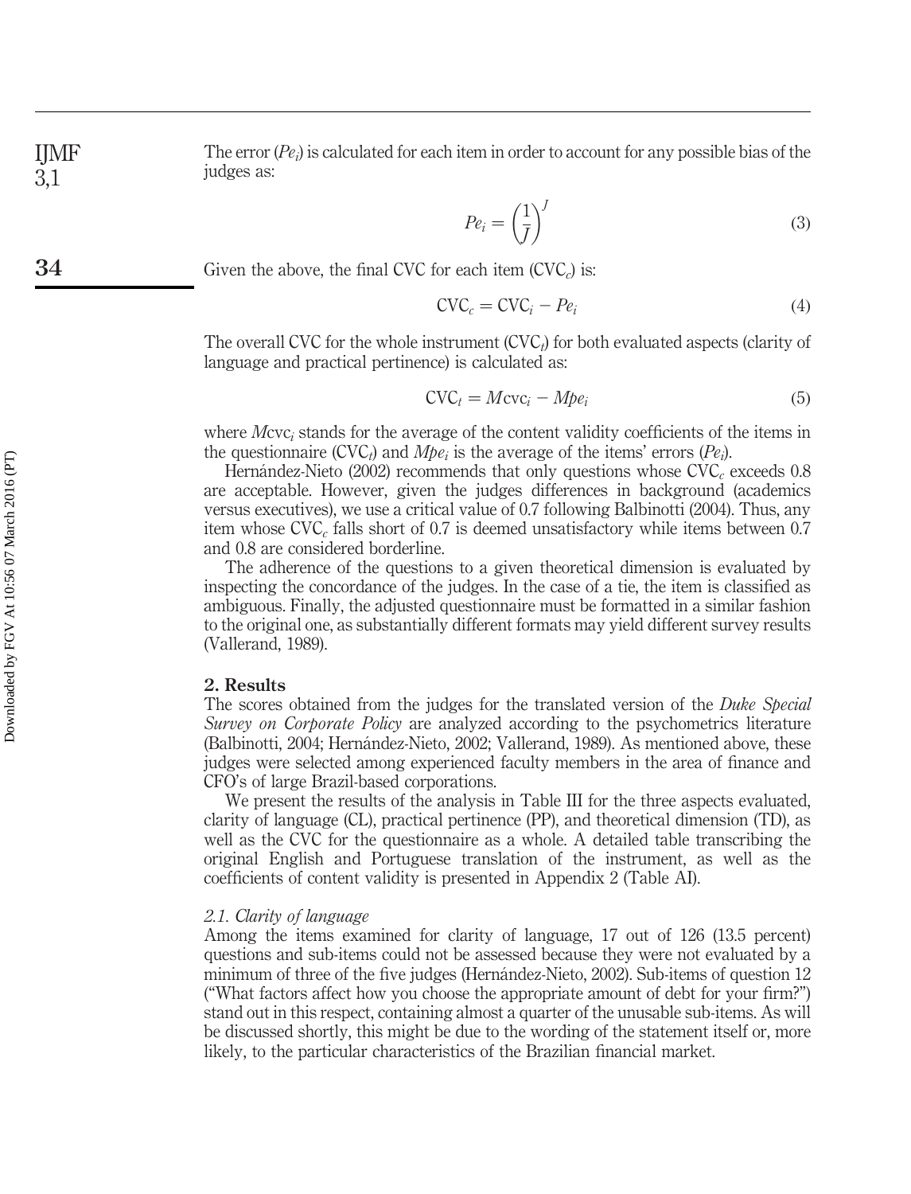The error ($Pe_i$) is calculated for each item in order to account for any possible bias of the judges as:

$$Pe_i = \left(\frac{1}{J}\right)^J \tag{3}$$

Given the above, the final CVC for each item ($\text{CVC}_c$) is:

$$\text{CVC}_c = \text{CVC}_i - Pe_i \tag{4}$$

The overall CVC for the whole instrument ($\text{CVC}_t$) for both evaluated aspects (clarity of language and practical pertinence) is calculated as:

$$\text{CVC}_t = M\text{cvc}_i - Mpe_i \tag{5}$$

where $M\text{cvc}_i$ stands for the average of the content validity coefficients of the items in the questionnaire ($\text{CVC}_t$) and $Mpe_i$ is the average of the items' errors ($Pe_i$).

Hernández-Nieto (2002) recommends that only questions whose $\text{CVC}_c$ exceeds 0.8 are acceptable. However, given the judges differences in background (academics versus executives), we use a critical value of 0.7 following Balbinotti (2004). Thus, any item whose $\text{CVC}_c$ falls short of 0.7 is deemed unsatisfactory while items between 0.7 and 0.8 are considered borderline.

The adherence of the questions to a given theoretical dimension is evaluated by inspecting the concordance of the judges. In the case of a tie, the item is classified as ambiguous. Finally, the adjusted questionnaire must be formatted in a similar fashion to the original one, as substantially different formats may yield different survey results (Vallerand, 1989).

## 2. Results

The scores obtained from the judges for the translated version of the *Duke Special Survey on Corporate Policy* are analyzed according to the psychometrics literature (Balbinotti, 2004; Hernández-Nieto, 2002; Vallerand, 1989). As mentioned above, these judges were selected among experienced faculty members in the area of finance and CFO's of large Brazil-based corporations.

We present the results of the analysis in Table III for the three aspects evaluated, clarity of language (CL), practical pertinence (PP), and theoretical dimension (TD), as well as the CVC for the questionnaire as a whole. A detailed table transcribing the original English and Portuguese translation of the instrument, as well as the coefficients of content validity is presented in Appendix 2 (Table AI).

### *2.1. Clarity of language*

Among the items examined for clarity of language, 17 out of 126 (13.5 percent) questions and sub-items could not be assessed because they were not evaluated by a minimum of three of the five judges (Hernández-Nieto, 2002). Sub-items of question 12 ("What factors affect how you choose the appropriate amount of debt for your firm?") stand out in this respect, containing almost a quarter of the unusable sub-items. As will be discussed shortly, this might be due to the wording of the statement itself or, more likely, to the particular characteristics of the Brazilian financial market.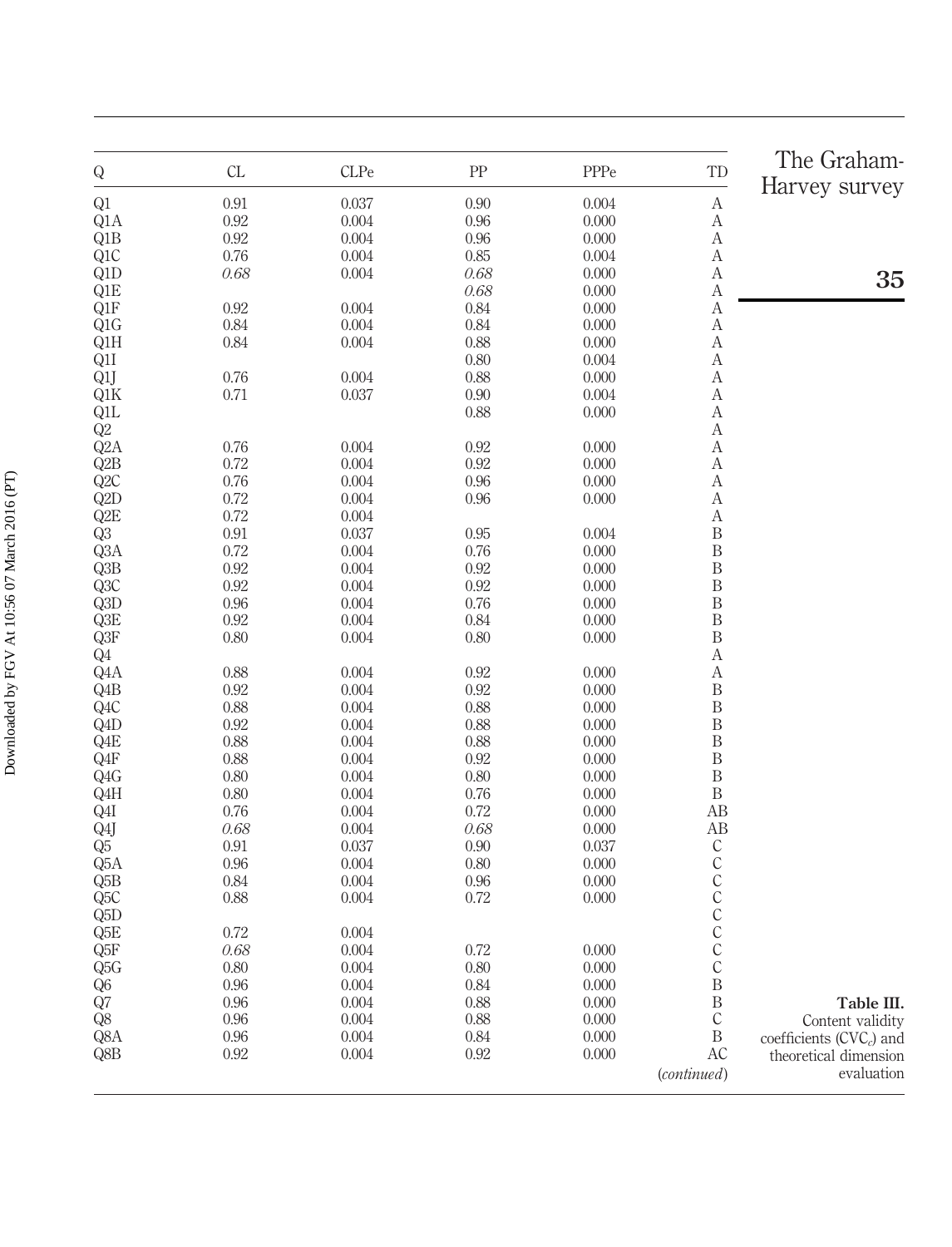| Q | CL | CLPe | PP | PPPe | TD |
|---|---|---|---|---|---|
| Q1 | 0.91 | 0.037 | 0.90 | 0.004 | A |
| Q1A | 0.92 | 0.004 | 0.96 | 0.000 | A |
| Q1B | 0.92 | 0.004 | 0.96 | 0.000 | A |
| Q1C | 0.76 | 0.004 | 0.85 | 0.004 | A |
| Q1D | *0.68* | 0.004 | *0.68* | 0.000 | A |
| Q1E | | | *0.68* | 0.000 | A |
| Q1F | 0.92 | 0.004 | 0.84 | 0.000 | A |
| Q1G | 0.84 | 0.004 | 0.84 | 0.000 | A |
| Q1H | 0.84 | 0.004 | 0.88 | 0.000 | A |
| Q1I | | | 0.80 | 0.004 | A |
| Q1J | 0.76 | 0.004 | 0.88 | 0.000 | A |
| Q1K | 0.71 | 0.037 | 0.90 | 0.004 | A |
| Q1L | | | 0.88 | 0.000 | A |
| Q2 | | | | | A |
| Q2A | 0.76 | 0.004 | 0.92 | 0.000 | A |
| Q2B | 0.72 | 0.004 | 0.92 | 0.000 | A |
| Q2C | 0.76 | 0.004 | 0.96 | 0.000 | A |
| Q2D | 0.72 | 0.004 | 0.96 | 0.000 | A |
| Q2E | 0.72 | 0.004 | | | A |
| Q3 | 0.91 | 0.037 | 0.95 | 0.004 | B |
| Q3A | 0.72 | 0.004 | 0.76 | 0.000 | B |
| Q3B | 0.92 | 0.004 | 0.92 | 0.000 | B |
| Q3C | 0.92 | 0.004 | 0.92 | 0.000 | B |
| Q3D | 0.96 | 0.004 | 0.76 | 0.000 | B |
| Q3E | 0.92 | 0.004 | 0.84 | 0.000 | B |
| Q3F | 0.80 | 0.004 | 0.80 | 0.000 | B |
| Q4 | | | | | A |
| Q4A | 0.88 | 0.004 | 0.92 | 0.000 | A |
| Q4B | 0.92 | 0.004 | 0.92 | 0.000 | B |
| Q4C | 0.88 | 0.004 | 0.88 | 0.000 | B |
| Q4D | 0.92 | 0.004 | 0.88 | 0.000 | B |
| Q4E | 0.88 | 0.004 | 0.88 | 0.000 | B |
| Q4F | 0.88 | 0.004 | 0.92 | 0.000 | B |
| Q4G | 0.80 | 0.004 | 0.80 | 0.000 | B |
| Q4H | 0.80 | 0.004 | 0.76 | 0.000 | B |
| Q4I | 0.76 | 0.004 | 0.72 | 0.000 | AB |
| Q4J | *0.68* | 0.004 | *0.68* | 0.000 | AB |
| Q5 | 0.91 | 0.037 | 0.90 | 0.037 | C |
| Q5A | 0.96 | 0.004 | 0.80 | 0.000 | C |
| Q5B | 0.84 | 0.004 | 0.96 | 0.000 | C |
| Q5C | 0.88 | 0.004 | 0.72 | 0.000 | C |
| Q5D | | | | | C |
| Q5E | 0.72 | 0.004 | | | C |
| Q5F | *0.68* | 0.004 | 0.72 | 0.000 | C |
| Q5G | 0.80 | 0.004 | 0.80 | 0.000 | C |
| Q6 | 0.96 | 0.004 | 0.84 | 0.000 | B |
| Q7 | 0.96 | 0.004 | 0.88 | 0.000 | B |
| Q8 | 0.96 | 0.004 | 0.88 | 0.000 | C |
| Q8A | 0.96 | 0.004 | 0.84 | 0.000 | B |
| Q8B | 0.92 | 0.004 | 0.92 | 0.000 | AC |

(*continued*)

**Table III.** Content validity coefficients ($CVC_c$) and theoretical dimension evaluation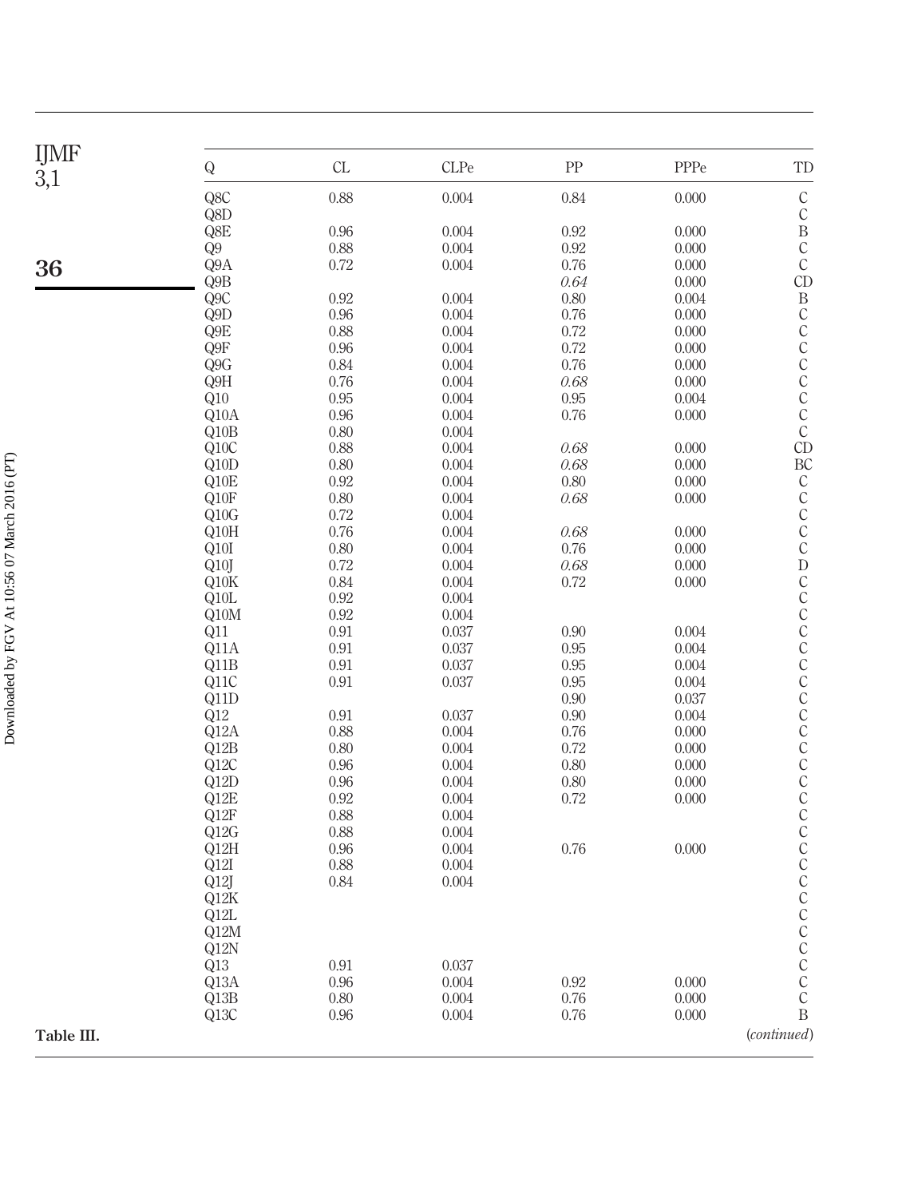| Q | CL | CLPe | PP | PPPe | TD |
|---|---|---|---|---|---|
| Q8C | 0.88 | 0.004 | 0.84 | 0.000 | C |
| Q8D | | | | | C |
| Q8E | 0.96 | 0.004 | 0.92 | 0.000 | B |
| Q9 | 0.88 | 0.004 | 0.92 | 0.000 | C |
| Q9A | 0.72 | 0.004 | 0.76 | 0.000 | C |
| Q9B | | | *0.64* | 0.000 | CD |
| Q9C | 0.92 | 0.004 | 0.80 | 0.004 | B |
| Q9D | 0.96 | 0.004 | 0.76 | 0.000 | C |
| Q9E | 0.88 | 0.004 | 0.72 | 0.000 | C |
| Q9F | 0.96 | 0.004 | 0.72 | 0.000 | C |
| Q9G | 0.84 | 0.004 | 0.76 | 0.000 | C |
| Q9H | 0.76 | 0.004 | *0.68* | 0.000 | C |
| Q10 | 0.95 | 0.004 | 0.95 | 0.004 | C |
| Q10A | 0.96 | 0.004 | 0.76 | 0.000 | C |
| Q10B | 0.80 | 0.004 | | | C |
| Q10C | 0.88 | 0.004 | *0.68* | 0.000 | CD |
| Q10D | 0.80 | 0.004 | *0.68* | 0.000 | BC |
| Q10E | 0.92 | 0.004 | 0.80 | 0.000 | C |
| Q10F | 0.80 | 0.004 | *0.68* | 0.000 | C |
| Q10G | 0.72 | 0.004 | | | C |
| Q10H | 0.76 | 0.004 | *0.68* | 0.000 | C |
| Q10I | 0.80 | 0.004 | 0.76 | 0.000 | C |
| Q10J | 0.72 | 0.004 | *0.68* | 0.000 | D |
| Q10K | 0.84 | 0.004 | 0.72 | 0.000 | C |
| Q10L | 0.92 | 0.004 | | | C |
| Q10M | 0.92 | 0.004 | | | C |
| Q11 | 0.91 | 0.037 | 0.90 | 0.004 | C |
| Q11A | 0.91 | 0.037 | 0.95 | 0.004 | C |
| Q11B | 0.91 | 0.037 | 0.95 | 0.004 | C |
| Q11C | 0.91 | 0.037 | 0.95 | 0.004 | C |
| Q11D | | | 0.90 | 0.037 | C |
| Q12 | 0.91 | 0.037 | 0.90 | 0.004 | C |
| Q12A | 0.88 | 0.004 | 0.76 | 0.000 | C |
| Q12B | 0.80 | 0.004 | 0.72 | 0.000 | C |
| Q12C | 0.96 | 0.004 | 0.80 | 0.000 | C |
| Q12D | 0.96 | 0.004 | 0.80 | 0.000 | C |
| Q12E | 0.92 | 0.004 | 0.72 | 0.000 | C |
| Q12F | 0.88 | 0.004 | | | C |
| Q12G | 0.88 | 0.004 | | | C |
| Q12H | 0.96 | 0.004 | 0.76 | 0.000 | C |
| Q12I | 0.88 | 0.004 | | | C |
| Q12J | 0.84 | 0.004 | | | C |
| Q12K | | | | | C |
| Q12L | | | | | C |
| Q12M | | | | | C |
| Q12N | | | | | C |
| Q13 | 0.91 | 0.037 | | | C |
| Q13A | 0.96 | 0.004 | 0.92 | 0.000 | C |
| Q13B | 0.80 | 0.004 | 0.76 | 0.000 | C |
| Q13C | 0.96 | 0.004 | 0.76 | 0.000 | B |

**Table III.** (*continued*)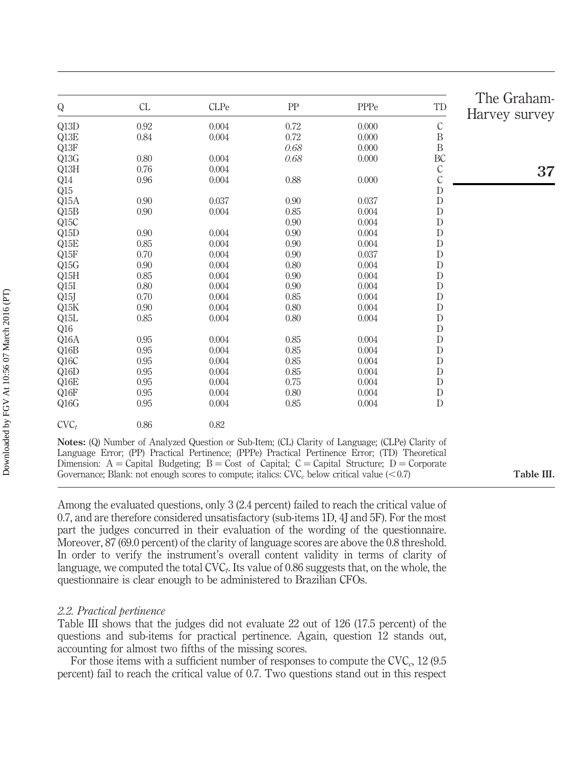| Q | CL | CLPe | PP | PPPe | TD |
|---|---|---|---|---|---|
| Q13D | 0.92 | 0.004 | 0.72 | 0.000 | C |
| Q13E | 0.84 | 0.004 | 0.72 | 0.000 | B |
| Q13F | | | *0.68* | 0.000 | B |
| Q13G | 0.80 | 0.004 | *0.68* | 0.000 | BC |
| Q13H | 0.76 | 0.004 | | | C |
| Q14 | 0.96 | 0.004 | 0.88 | 0.000 | C |
| Q15 | | | | | D |
| Q15A | 0.90 | 0.037 | 0.90 | 0.037 | D |
| Q15B | 0.90 | 0.004 | 0.85 | 0.004 | D |
| Q15C | | | 0.90 | 0.004 | D |
| Q15D | 0.90 | 0.004 | 0.90 | 0.004 | D |
| Q15E | 0.85 | 0.004 | 0.90 | 0.004 | D |
| Q15F | 0.70 | 0.004 | 0.90 | 0.037 | D |
| Q15G | 0.90 | 0.004 | 0.80 | 0.004 | D |
| Q15H | 0.85 | 0.004 | 0.90 | 0.004 | D |
| Q15I | 0.80 | 0.004 | 0.90 | 0.004 | D |
| Q15J | 0.70 | 0.004 | 0.85 | 0.004 | D |
| Q15K | 0.90 | 0.004 | 0.80 | 0.004 | D |
| Q15L | 0.85 | 0.004 | 0.80 | 0.004 | D |
| Q16 | | | | | D |
| Q16A | 0.95 | 0.004 | 0.85 | 0.004 | D |
| Q16B | 0.95 | 0.004 | 0.85 | 0.004 | D |
| Q16C | 0.95 | 0.004 | 0.85 | 0.004 | D |
| Q16D | 0.95 | 0.004 | 0.85 | 0.004 | D |
| Q16E | 0.95 | 0.004 | 0.75 | 0.004 | D |
| Q16F | 0.95 | 0.004 | 0.80 | 0.004 | D |
| Q16G | 0.95 | 0.004 | 0.85 | 0.004 | D |
| $CVC_t$ | 0.86 | 0.82 | | | |

**Notes:** (Q) Number of Analyzed Question or Sub-Item; (CL) Clarity of Language; (CLPe) Clarity of Language Error; (PP) Practical Pertinence; (PPPe) Practical Pertinence Error; (TD) Theoretical Dimension: A = Capital Budgeting; B = Cost of Capital; C = Capital Structure; D = Corporate Governance; Blank: not enough scores to compute; italics: $CVC_c$ below critical value (<0.7)

Table III.

Among the evaluated questions, only 3 (2.4 percent) failed to reach the critical value of 0.7, and are therefore considered unsatisfactory (sub-items 1D, 4J and 5F). For the most part the judges concurred in their evaluation of the wording of the questionnaire. Moreover, 87 (69.0 percent) of the clarity of language scores are above the 0.8 threshold. In order to verify the instrument's overall content validity in terms of clarity of language, we computed the total $CVC_t$. Its value of 0.86 suggests that, on the whole, the questionnaire is clear enough to be administered to Brazilian CFOs.

### *2.2. Practical pertinence*

Table III shows that the judges did not evaluate 22 out of 126 (17.5 percent) of the questions and sub-items for practical pertinence. Again, question 12 stands out, accounting for almost two fifths of the missing scores.

For those items with a sufficient number of responses to compute the $CVC_c$, 12 (9.5 percent) fail to reach the critical value of 0.7. Two questions stand out in this respect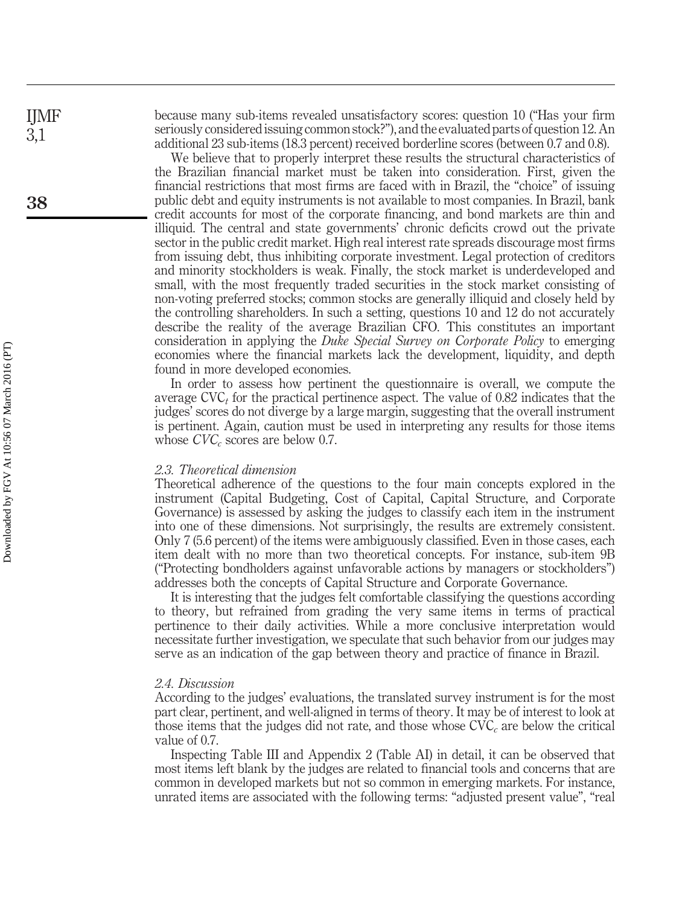because many sub-items revealed unsatisfactory scores: question 10 ("Has your firm seriously considered issuing common stock?"), and the evaluated parts of question 12. An additional 23 sub-items (18.3 percent) received borderline scores (between 0.7 and 0.8).

We believe that to properly interpret these results the structural characteristics of the Brazilian financial market must be taken into consideration. First, given the financial restrictions that most firms are faced with in Brazil, the "choice" of issuing public debt and equity instruments is not available to most companies. In Brazil, bank credit accounts for most of the corporate financing, and bond markets are thin and illiquid. The central and state governments' chronic deficits crowd out the private sector in the public credit market. High real interest rate spreads discourage most firms from issuing debt, thus inhibiting corporate investment. Legal protection of creditors and minority stockholders is weak. Finally, the stock market is underdeveloped and small, with the most frequently traded securities in the stock market consisting of non-voting preferred stocks; common stocks are generally illiquid and closely held by the controlling shareholders. In such a setting, questions 10 and 12 do not accurately describe the reality of the average Brazilian CFO. This constitutes an important consideration in applying the *Duke Special Survey on Corporate Policy* to emerging economies where the financial markets lack the development, liquidity, and depth found in more developed economies.

In order to assess how pertinent the questionnaire is overall, we compute the average $CVC_t$ for the practical pertinence aspect. The value of 0.82 indicates that the judges' scores do not diverge by a large margin, suggesting that the overall instrument is pertinent. Again, caution must be used in interpreting any results for those items whose $CVC_c$ scores are below 0.7.

### 2.3. Theoretical dimension

Theoretical adherence of the questions to the four main concepts explored in the instrument (Capital Budgeting, Cost of Capital, Capital Structure, and Corporate Governance) is assessed by asking the judges to classify each item in the instrument into one of these dimensions. Not surprisingly, the results are extremely consistent. Only 7 (5.6 percent) of the items were ambiguously classified. Even in those cases, each item dealt with no more than two theoretical concepts. For instance, sub-item 9B ("Protecting bondholders against unfavorable actions by managers or stockholders") addresses both the concepts of Capital Structure and Corporate Governance.

It is interesting that the judges felt comfortable classifying the questions according to theory, but refrained from grading the very same items in terms of practical pertinence to their daily activities. While a more conclusive interpretation would necessitate further investigation, we speculate that such behavior from our judges may serve as an indication of the gap between theory and practice of finance in Brazil.

### 2.4. Discussion

According to the judges' evaluations, the translated survey instrument is for the most part clear, pertinent, and well-aligned in terms of theory. It may be of interest to look at those items that the judges did not rate, and those whose $CVC_c$ are below the critical value of 0.7.

Inspecting Table III and Appendix 2 (Table AI) in detail, it can be observed that most items left blank by the judges are related to financial tools and concerns that are common in developed markets but not so common in emerging markets. For instance, unrated items are associated with the following terms: "adjusted present value", "real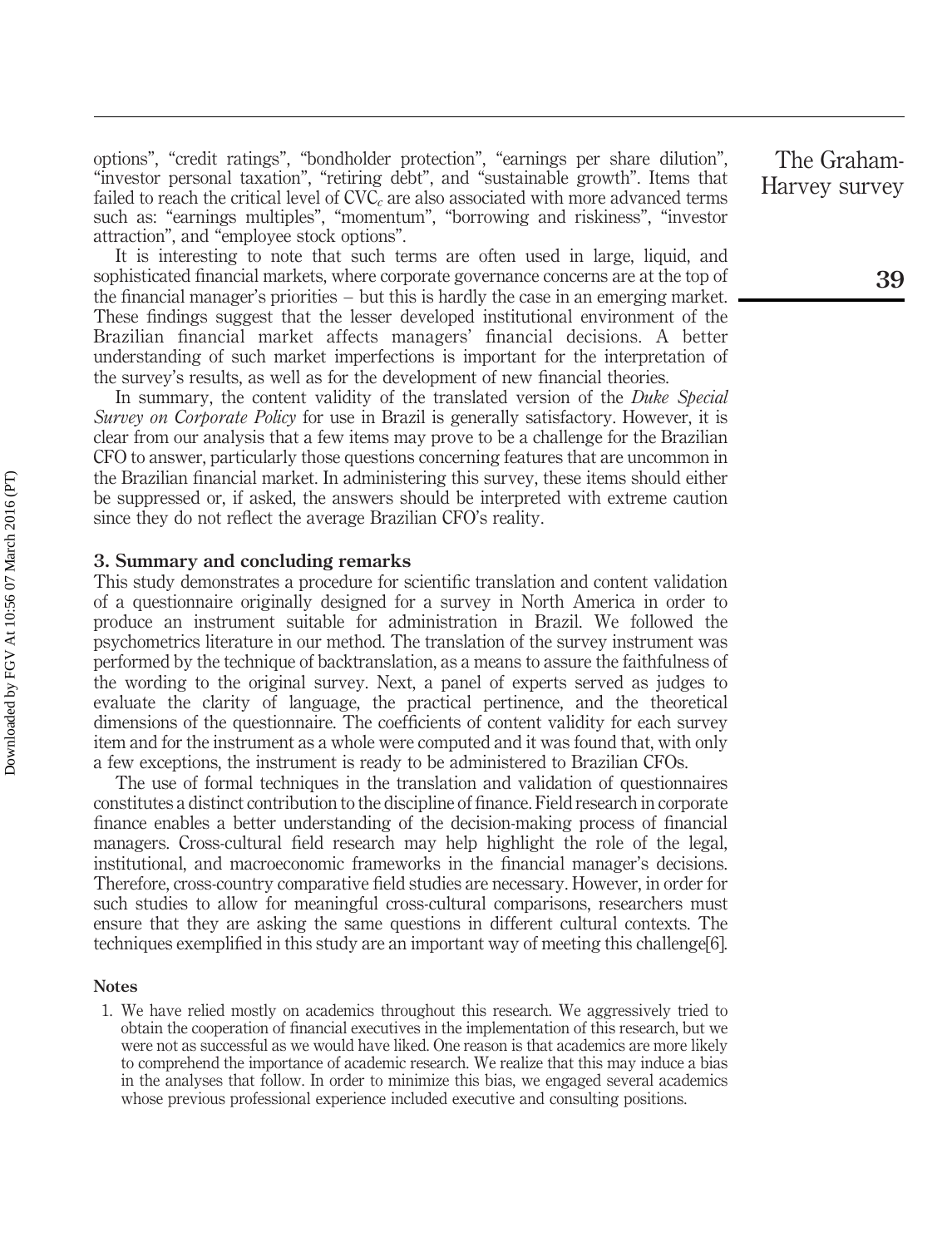options", "credit ratings", "bondholder protection", "earnings per share dilution", "investor personal taxation", "retiring debt", and "sustainable growth". Items that failed to reach the critical level of $CVC_c$ are also associated with more advanced terms such as: "earnings multiples", "momentum", "borrowing and riskiness", "investor attraction", and "employee stock options".

It is interesting to note that such terms are often used in large, liquid, and sophisticated financial markets, where corporate governance concerns are at the top of the financial manager's priorities – but this is hardly the case in an emerging market. These findings suggest that the lesser developed institutional environment of the Brazilian financial market affects managers' financial decisions. A better understanding of such market imperfections is important for the interpretation of the survey's results, as well as for the development of new financial theories.

In summary, the content validity of the translated version of the *Duke Special Survey on Corporate Policy* for use in Brazil is generally satisfactory. However, it is clear from our analysis that a few items may prove to be a challenge for the Brazilian CFO to answer, particularly those questions concerning features that are uncommon in the Brazilian financial market. In administering this survey, these items should either be suppressed or, if asked, the answers should be interpreted with extreme caution since they do not reflect the average Brazilian CFO's reality.

## 3. Summary and concluding remarks

This study demonstrates a procedure for scientific translation and content validation of a questionnaire originally designed for a survey in North America in order to produce an instrument suitable for administration in Brazil. We followed the psychometrics literature in our method. The translation of the survey instrument was performed by the technique of backtranslation, as a means to assure the faithfulness of the wording to the original survey. Next, a panel of experts served as judges to evaluate the clarity of language, the practical pertinence, and the theoretical dimensions of the questionnaire. The coefficients of content validity for each survey item and for the instrument as a whole were computed and it was found that, with only a few exceptions, the instrument is ready to be administered to Brazilian CFOs.

The use of formal techniques in the translation and validation of questionnaires constitutes a distinct contribution to the discipline of finance. Field research in corporate finance enables a better understanding of the decision-making process of financial managers. Cross-cultural field research may help highlight the role of the legal, institutional, and macroeconomic frameworks in the financial manager's decisions. Therefore, cross-country comparative field studies are necessary. However, in order for such studies to allow for meaningful cross-cultural comparisons, researchers must ensure that they are asking the same questions in different cultural contexts. The techniques exemplified in this study are an important way of meeting this challenge[6].

### Notes

1. We have relied mostly on academics throughout this research. We aggressively tried to obtain the cooperation of financial executives in the implementation of this research, but we were not as successful as we would have liked. One reason is that academics are more likely to comprehend the importance of academic research. We realize that this may induce a bias in the analyses that follow. In order to minimize this bias, we engaged several academics whose previous professional experience included executive and consulting positions.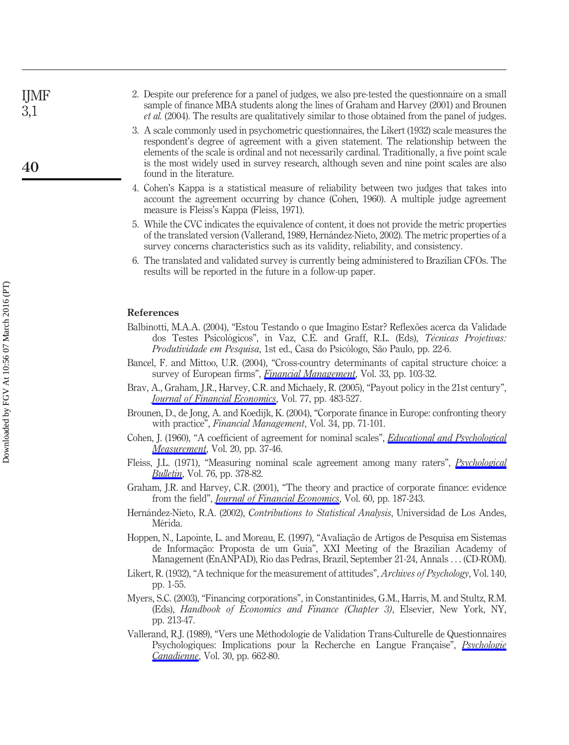2. Despite our preference for a panel of judges, we also pre-tested the questionnaire on a small sample of finance MBA students along the lines of Graham and Harvey (2001) and Brounen *et al.* (2004). The results are qualitatively similar to those obtained from the panel of judges.
3. A scale commonly used in psychometric questionnaires, the Likert (1932) scale measures the respondent's degree of agreement with a given statement. The relationship between the elements of the scale is ordinal and not necessarily cardinal. Traditionally, a five point scale is the most widely used in survey research, although seven and nine point scales are also found in the literature.
4. Cohen's Kappa is a statistical measure of reliability between two judges that takes into account the agreement occurring by chance (Cohen, 1960). A multiple judge agreement measure is Fleiss's Kappa (Fleiss, 1971).
5. While the CVC indicates the equivalence of content, it does not provide the metric properties of the translated version (Vallerand, 1989, Hernández-Nieto, 2002). The metric properties of a survey concerns characteristics such as its validity, reliability, and consistency.
6. The translated and validated survey is currently being administered to Brazilian CFOs. The results will be reported in the future in a follow-up paper.

## References

Balbinotti, M.A.A. (2004), "Estou Testando o que Imagino Estar? Reflexões acerca da Validade dos Testes Psicológicos", in Vaz, C.E. and Graff, R.L. (Eds), *Técnicas Projetivas: Produtividade em Pesquisa*, 1st ed., Casa do Psicólogo, São Paulo, pp. 22-6.

Bancel, F. and Mittoo, U.R. (2004), "Cross-country determinants of capital structure choice: a survey of European firms", *Financial Management*, Vol. 33, pp. 103-32.

Brav, A., Graham, J.R., Harvey, C.R. and Michaely, R. (2005), "Payout policy in the 21st century", *Journal of Financial Economics*, Vol. 77, pp. 483-527.

Brounen, D., de Jong, A. and Koedijk, K. (2004), "Corporate finance in Europe: confronting theory with practice", *Financial Management*, Vol. 34, pp. 71-101.

Cohen, J. (1960), "A coefficient of agreement for nominal scales", *Educational and Psychological Measurement*, Vol. 20, pp. 37-46.

Fleiss, J.L. (1971), "Measuring nominal scale agreement among many raters", *Psychological Bulletin*, Vol. 76, pp. 378-82.

Graham, J.R. and Harvey, C.R. (2001), "The theory and practice of corporate finance: evidence from the field", *Journal of Financial Economics*, Vol. 60, pp. 187-243.

Hernández-Nieto, R.A. (2002), *Contributions to Statistical Analysis*, Universidad de Los Andes, Mérida.

Hoppen, N., Lapointe, L. and Moreau, E. (1997), "Avaliação de Artigos de Pesquisa em Sistemas de Informação: Proposta de um Guia", XXI Meeting of the Brazilian Academy of Management (EnANPAD), Rio das Pedras, Brazil, September 21-24, Annals ... (CD-ROM).

Likert, R. (1932), "A technique for the measurement of attitudes", *Archives of Psychology*, Vol. 140, pp. 1-55.

Myers, S.C. (2003), "Financing corporations", in Constantinides, G.M., Harris, M. and Stultz, R.M. (Eds), *Handbook of Economics and Finance (Chapter 3)*, Elsevier, New York, NY, pp. 213-47.

Vallerand, R.J. (1989), "Vers une Méthodologie de Validation Trans-Culturelle de Questionnaires Psychologiques: Implications pour la Recherche en Langue Française", *Psychologie Canadienne*, Vol. 30, pp. 662-80.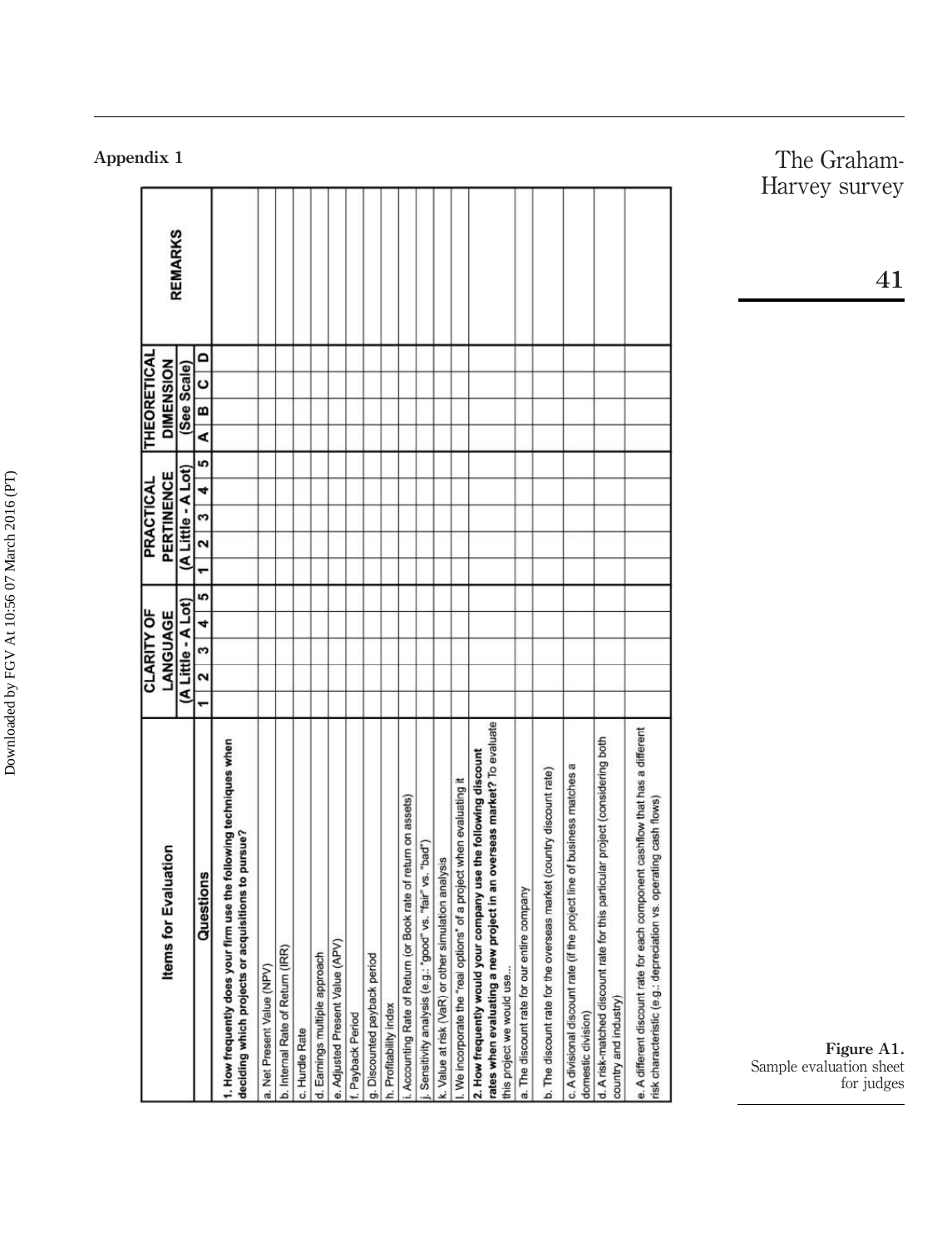## Appendix 1

| Items for Evaluation | CLARITY OF LANGUAGE (A Little - A Lot) | | | | | PRACTICAL PERTINENCE (A Little - A Lot) | | | | | THEORETICAL DIMENSION (See Scale) | | | | REMARKS |
|---|---|---|---|---|---|---|---|---|---|---|---|---|---|---|---|
| Questions | 1 | 2 | 3 | 4 | 5 | 1 | 2 | 3 | 4 | 5 | A | B | C | D | |
| **1. How frequently does your firm use the following techniques when deciding which projects or acquisitions to pursue?** | | | | | | | | | | | | | | | |
| a. Net Present Value (NPV) | | | | | | | | | | | | | | | |
| b. Internal Rate of Return (IRR) | | | | | | | | | | | | | | | |
| c. Hurdle Rate | | | | | | | | | | | | | | | |
| d. Earnings multiple approach | | | | | | | | | | | | | | | |
| e. Adjusted Present Value (APV) | | | | | | | | | | | | | | | |
| f. Payback Period | | | | | | | | | | | | | | | |
| g. Discounted payback period | | | | | | | | | | | | | | | |
| h. Profitability index | | | | | | | | | | | | | | | |
| i. Accounting Rate of Return (or Book rate of return on assets) | | | | | | | | | | | | | | | |
| j. Sensitivity analysis (e.g.: "good" vs. "fair" vs. "bad") | | | | | | | | | | | | | | | |
| k. Value at risk (VaR) or other simulation analysis | | | | | | | | | | | | | | | |
| l. We incorporate the "real options" of a project when evaluating it | | | | | | | | | | | | | | | |
| **2. How frequently would your company use the following discount rates when evaluating a new project in an overseas market?** To evaluate this project we would use... | | | | | | | | | | | | | | | |
| a. The discount rate for our entire company | | | | | | | | | | | | | | | |
| b. The discount rate for the overseas market (country discount rate) | | | | | | | | | | | | | | | |
| c. A divisional discount rate (if the project line of business matches a domestic division) | | | | | | | | | | | | | | | |
| d. A risk-matched discount rate for this particular project (considering both country and industry) | | | | | | | | | | | | | | | |
| e. A different discount rate for each component cashflow that has a different risk characteristic (e.g.: depreciation vs. operating cash flows) | | | | | | | | | | | | | | | |

**Figure A1.** Sample evaluation sheet for judges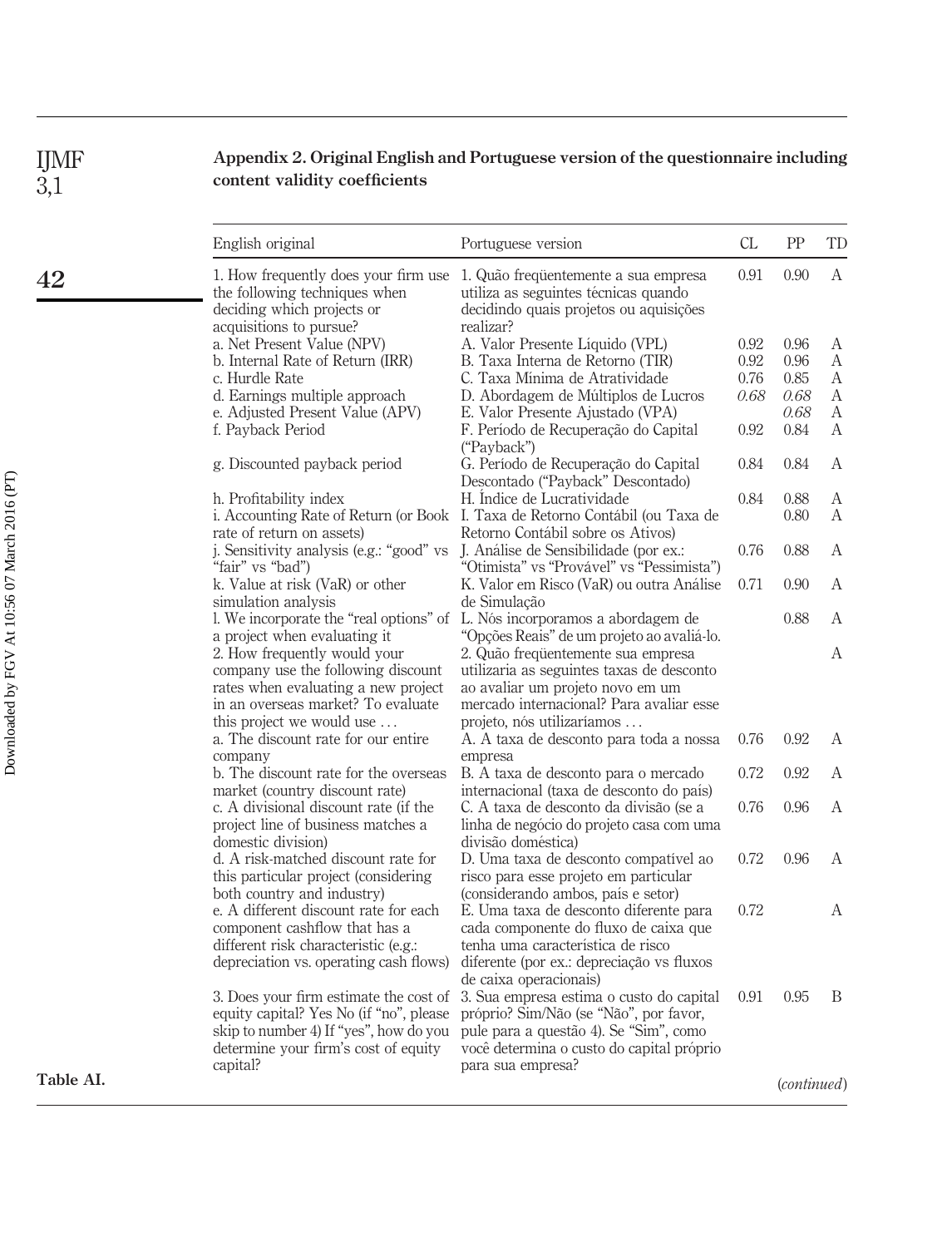## Appendix 2. Original English and Portuguese version of the questionnaire including content validity coefficients

| English original | Portuguese version | CL | PP | TD |
|---|---|---|---|---|
| 1. How frequently does your firm use the following techniques when deciding which projects or acquisitions to pursue? | 1. Quão freqüentemente a sua empresa utiliza as seguintes técnicas quando decidindo quais projetos ou aquisições realizar? | 0.91 | 0.90 | A |
| a. Net Present Value (NPV) | A. Valor Presente Líquido (VPL) | 0.92 | 0.96 | A |
| b. Internal Rate of Return (IRR) | B. Taxa Interna de Retorno (TIR) | 0.92 | 0.96 | A |
| c. Hurdle Rate | C. Taxa Mínima de Atratividade | 0.76 | 0.85 | A |
| d. Earnings multiple approach | D. Abordagem de Múltiplos de Lucros | *0.68* | *0.68* | A |
| e. Adjusted Present Value (APV) | E. Valor Presente Ajustado (VPA) | | *0.68* | A |
| f. Payback Period | F. Período de Recuperação do Capital ("Payback") | 0.92 | 0.84 | A |
| g. Discounted payback period | G. Período de Recuperação do Capital Descontado ("Payback" Descontado) | 0.84 | 0.84 | A |
| h. Profitability index | H. Índice de Lucratividade | 0.84 | 0.88 | A |
| i. Accounting Rate of Return (or Book rate of return on assets) | I. Taxa de Retorno Contábil (ou Taxa de Retorno Contábil sobre os Ativos) | | 0.80 | A |
| j. Sensitivity analysis (e.g.: "good" vs "fair" vs "bad") | J. Análise de Sensibilidade (por ex.: "Otimista" vs "Provável" vs "Pessimista") | 0.76 | 0.88 | A |
| k. Value at risk (VaR) or other simulation analysis | K. Valor em Risco (VaR) ou outra Análise de Simulação | 0.71 | 0.90 | A |
| l. We incorporate the "real options" of a project when evaluating it | L. Nós incorporamos a abordagem de "Opções Reais" de um projeto ao avaliá-lo. | | 0.88 | A |
| 2. How frequently would your company use the following discount rates when evaluating a new project in an overseas market? To evaluate this project we would use … | 2. Quão freqüentemente sua empresa utilizaria as seguintes taxas de desconto ao avaliar um projeto novo em um mercado internacional? Para avaliar esse projeto, nós utilizaríamos … | | | A |
| a. The discount rate for our entire company | A. A taxa de desconto para toda a nossa empresa | 0.76 | 0.92 | A |
| b. The discount rate for the overseas market (country discount rate) | B. A taxa de desconto para o mercado internacional (taxa de desconto do país) | 0.72 | 0.92 | A |
| c. A divisional discount rate (if the project line of business matches a domestic division) | C. A taxa de desconto da divisão (se a linha de negócio do projeto casa com uma divisão doméstica) | 0.76 | 0.96 | A |
| d. A risk-matched discount rate for this particular project (considering both country and industry) | D. Uma taxa de desconto compatível ao risco para esse projeto em particular (considerando ambos, país e setor) | 0.72 | 0.96 | A |
| e. A different discount rate for each component cashflow that has a different risk characteristic (e.g.: depreciation vs. operating cash flows) | E. Uma taxa de desconto diferente para cada componente do fluxo de caixa que tenha uma característica de risco diferente (por ex.: depreciação vs fluxos de caixa operacionais) | 0.72 | | A |
| 3. Does your firm estimate the cost of equity capital? Yes No (if "no", please skip to number 4) If "yes", how do you determine your firm's cost of equity capital? | 3. Sua empresa estima o custo do capital próprio? Sim/Não (se "Não", por favor, pule para a questão 4). Se "Sim", como você determina o custo do capital próprio para sua empresa? | 0.91 | 0.95 | B |

**Table AI.** (*continued*)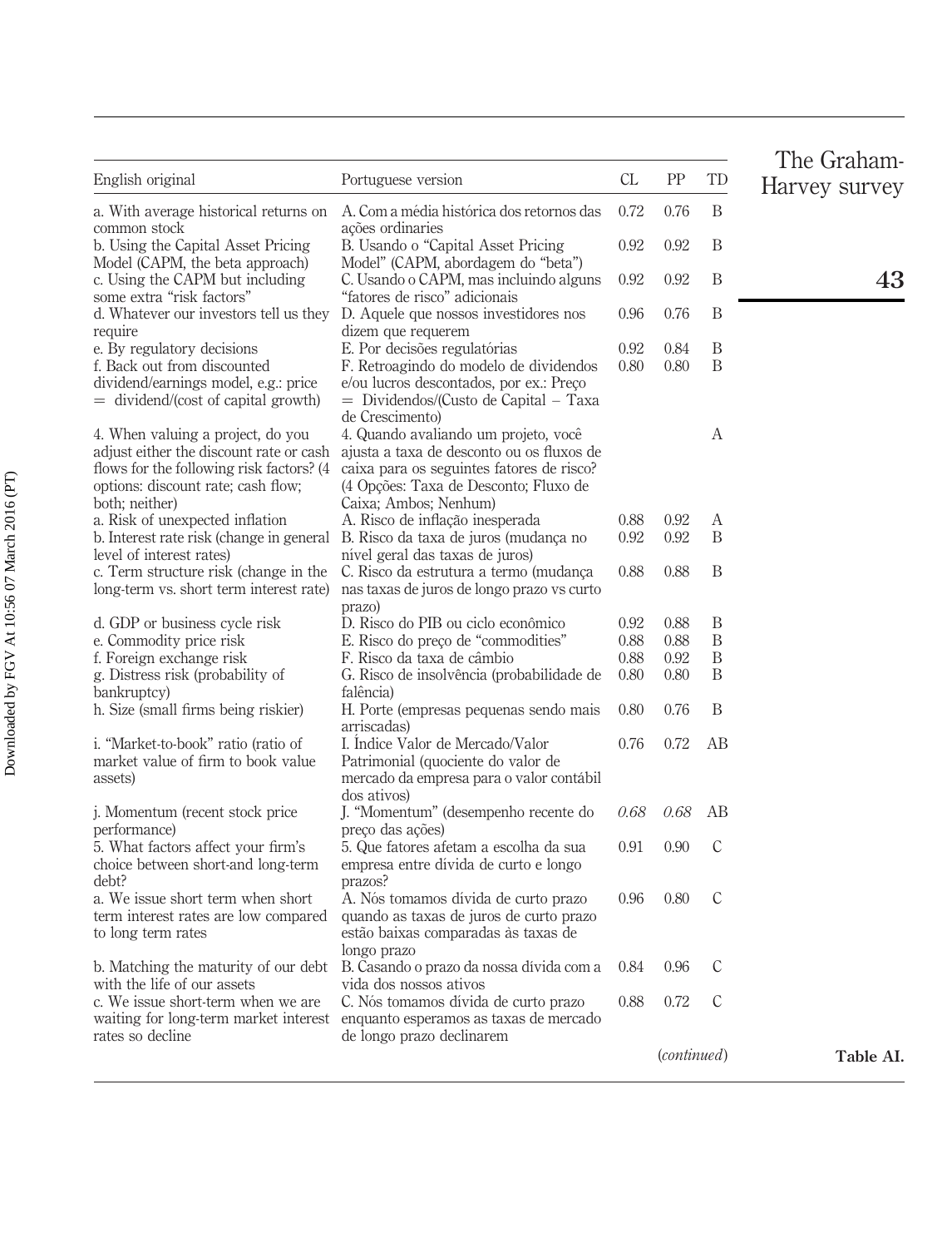| English original | Portuguese version | CL | PP | TD |
|---|---|---|---|---|
| a. With average historical returns on common stock | A. Com a média histórica dos retornos das ações ordinaries | 0.72 | 0.76 | B |
| b. Using the Capital Asset Pricing Model (CAPM, the beta approach) | B. Usando o "Capital Asset Pricing Model" (CAPM, abordagem do "beta") | 0.92 | 0.92 | B |
| c. Using the CAPM but including some extra "risk factors" | C. Usando o CAPM, mas incluindo alguns "fatores de risco" adicionais | 0.92 | 0.92 | B |
| d. Whatever our investors tell us they require | D. Aquele que nossos investidores nos dizem que requerem | 0.96 | 0.76 | B |
| e. By regulatory decisions | E. Por decisões regulatórias | 0.92 | 0.84 | B |
| f. Back out from discounted dividend/earnings model, e.g.: price = dividend/(cost of capital growth) | F. Retroagindo do modelo de dividendos e/ou lucros descontados, por ex.: Preço = Dividendos/(Custo de Capital – Taxa de Crescimento) | 0.80 | 0.80 | B |
| 4. When valuing a project, do you adjust either the discount rate or cash flows for the following risk factors? (4 options: discount rate; cash flow; both; neither) | 4. Quando avaliando um projeto, você ajusta a taxa de desconto ou os fluxos de caixa para os seguintes fatores de risco? (4 Opções: Taxa de Desconto; Fluxo de Caixa; Ambos; Nenhum) | | | A |
| a. Risk of unexpected inflation | A. Risco de inflação inesperada | 0.88 | 0.92 | A |
| b. Interest rate risk (change in general level of interest rates) | B. Risco da taxa de juros (mudança no nível geral das taxas de juros) | 0.92 | 0.92 | B |
| c. Term structure risk (change in the long-term vs. short term interest rate) | C. Risco da estrutura a termo (mudança nas taxas de juros de longo prazo vs curto prazo) | 0.88 | 0.88 | B |
| d. GDP or business cycle risk | D. Risco do PIB ou ciclo econômico | 0.92 | 0.88 | B |
| e. Commodity price risk | E. Risco do preço de "commodities" | 0.88 | 0.88 | B |
| f. Foreign exchange risk | F. Risco da taxa de câmbio | 0.88 | 0.92 | B |
| g. Distress risk (probability of bankruptcy) | G. Risco de insolvência (probabilidade de falência) | 0.80 | 0.80 | B |
| h. Size (small firms being riskier) | H. Porte (empresas pequenas sendo mais arriscadas) | 0.80 | 0.76 | B |
| i. "Market-to-book" ratio (ratio of market value of firm to book value assets) | I. Índice Valor de Mercado/Valor Patrimonial (quociente do valor de mercado da empresa para o valor contábil dos ativos) | 0.76 | 0.72 | AB |
| j. Momentum (recent stock price performance) | J. "Momentum" (desempenho recente do preço das ações) | *0.68* | *0.68* | AB |
| 5. What factors affect your firm's choice between short-and long-term debt? | 5. Que fatores afetam a escolha da sua empresa entre dívida de curto e longo prazos? | 0.91 | 0.90 | C |
| a. We issue short term when short term interest rates are low compared to long term rates | A. Nós tomamos dívida de curto prazo quando as taxas de juros de curto prazo estão baixas comparadas às taxas de longo prazo | 0.96 | 0.80 | C |
| b. Matching the maturity of our debt with the life of our assets | B. Casando o prazo da nossa dívida com a vida dos nossos ativos | 0.84 | 0.96 | C |
| c. We issue short-term when we are waiting for long-term market interest rates so decline | C. Nós tomamos dívida de curto prazo enquanto esperamos as taxas de mercado de longo prazo declinarem | 0.88 | 0.72 | C |

(*continued*)

**Table AI.**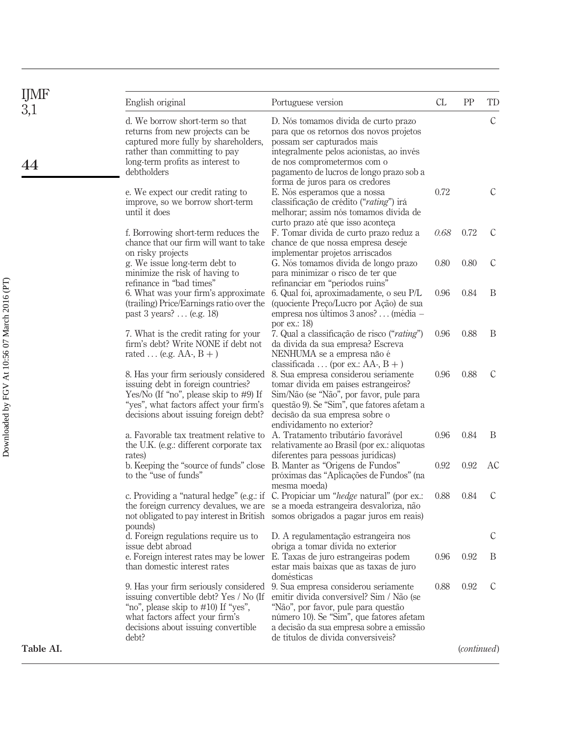| English original | Portuguese version | CL | PP | TD |
|---|---|---|---|---|
| d. We borrow short-term so that returns from new projects can be captured more fully by shareholders, rather than committing to pay long-term profits as interest to debtholders | D. Nós tomamos dívida de curto prazo para que os retornos dos novos projetos possam ser capturados mais integralmente pelos acionistas, ao invés de nos comprometermos com o pagamento de lucros de longo prazo sob a forma de juros para os credores | | | C |
| e. We expect our credit rating to improve, so we borrow short-term until it does | E. Nós esperamos que a nossa classificação de crédito ("*rating*") irá melhorar; assim nós tomamos dívida de curto prazo até que isso aconteça | 0.72 | | C |
| f. Borrowing short-term reduces the chance that our firm will want to take on risky projects | F. Tomar dívida de curto prazo reduz a chance de que nossa empresa deseje implementar projetos arriscados | *0.68* | 0.72 | C |
| g. We issue long-term debt to minimize the risk of having to refinance in "bad times" | G. Nós tomamos dívida de longo prazo para minimizar o risco de ter que refinanciar em "períodos ruins" | 0.80 | 0.80 | C |
| 6. What was your firm's approximate (trailing) Price/Earnings ratio over the past 3 years? … (e.g. 18) | 6. Qual foi, aproximadamente, o seu P/L (quociente Preço/Lucro por Ação) de sua empresa nos últimos 3 anos? … (média – por ex.: 18) | 0.96 | 0.84 | B |
| 7. What is the credit rating for your firm's debt? Write NONE if debt not rated … (e.g. AA-, B + ) | 7. Qual a classificação de risco ("*rating*") da dívida da sua empresa? Escreva NENHUMA se a empresa não é classificada … (por ex.: AA-, B + ) | 0.96 | 0.88 | B |
| 8. Has your firm seriously considered issuing debt in foreign countries? Yes/No (If "no", please skip to #9) If "yes", what factors affect your firm's decisions about issuing foreign debt? | 8. Sua empresa considerou seriamente tomar dívida em países estrangeiros? Sim/Não (se "Não", por favor, pule para questão 9). Se "Sim", que fatores afetam a decisão da sua empresa sobre o endividamento no exterior? | 0.96 | 0.88 | C |
| a. Favorable tax treatment relative to the U.K. (e.g.: different corporate tax rates) | A. Tratamento tributário favorável relativamente ao Brasil (por ex.: alíquotas diferentes para pessoas jurídicas) | 0.96 | 0.84 | B |
| b. Keeping the "source of funds" close to the "use of funds" | B. Manter as "Origens de Fundos" próximas das "Aplicações de Fundos" (na mesma moeda) | 0.92 | 0.92 | AC |
| c. Providing a "natural hedge" (e.g.: if the foreign currency devalues, we are not obligated to pay interest in British pounds) | C. Propiciar um "*hedge* natural" (por ex.: se a moeda estrangeira desvaloriza, não somos obrigados a pagar juros em reais) | 0.88 | 0.84 | C |
| d. Foreign regulations require us to issue debt abroad | D. A regulamentação estrangeira nos obriga a tomar dívida no exterior | | | C |
| e. Foreign interest rates may be lower than domestic interest rates | E. Taxas de juro estrangeiras podem estar mais baixas que as taxas de juro domésticas | 0.96 | 0.92 | B |
| 9. Has your firm seriously considered issuing convertible debt? Yes / No (If "no", please skip to #10) If "yes", what factors affect your firm's decisions about issuing convertible debt? | 9. Sua empresa considerou seriamente emitir dívida conversível? Sim / Não (se "Não", por favor, pule para questão número 10). Se "Sim", que fatores afetam a decisão da sua empresa sobre a emissão de títulos de dívida conversíveis? | 0.88 | 0.92 | C |

**Table AI.** (*continued*)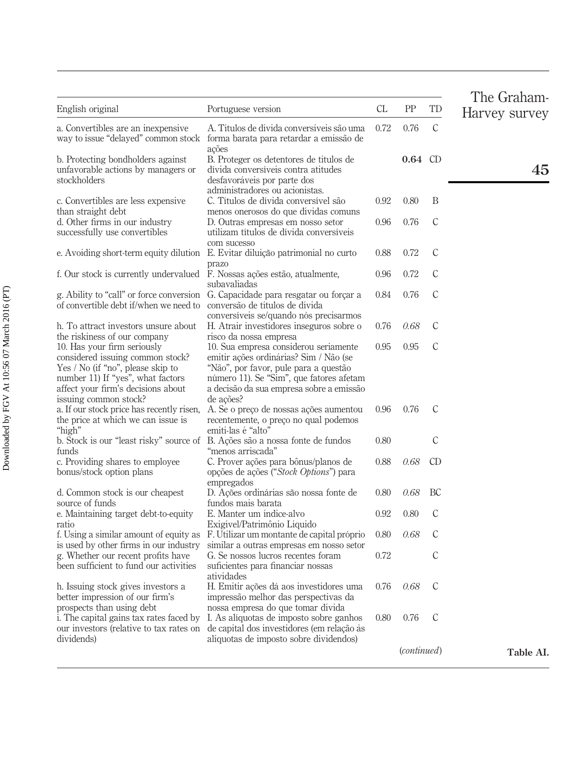| English original | Portuguese version | CL | PP | TD |
|---|---|---|---|---|
| a. Convertibles are an inexpensive way to issue "delayed" common stock | A. Títulos de dívida conversíveis são uma forma barata para retardar a emissão de ações | 0.72 | 0.76 | C |
| b. Protecting bondholders against unfavorable actions by managers or stockholders | B. Proteger os detentores de títulos de dívida conversíveis contra atitudes desfavoráveis por parte dos administradores ou acionistas. | | **0.64** | CD |
| c. Convertibles are less expensive than straight debt | C. Títulos de dívida conversível são menos onerosos do que dívidas comuns | 0.92 | 0.80 | B |
| d. Other firms in our industry successfully use convertibles | D. Outras empresas em nosso setor utilizam títulos de dívida conversíveis com sucesso | 0.96 | 0.76 | C |
| e. Avoiding short-term equity dilution | E. Evitar diluição patrimonial no curto prazo | 0.88 | 0.72 | C |
| f. Our stock is currently undervalued | F. Nossas ações estão, atualmente, subavaliadas | 0.96 | 0.72 | C |
| g. Ability to "call" or force conversion of convertible debt if/when we need to | G. Capacidade para resgatar ou forçar a conversão de títulos de dívida conversíveis se/quando nós precisarmos | 0.84 | 0.76 | C |
| h. To attract investors unsure about the riskiness of our company | H. Atrair investidores inseguros sobre o risco da nossa empresa | 0.76 | *0.68* | C |
| 10. Has your firm seriously considered issuing common stock? Yes / No (if "no", please skip to number 11) If "yes", what factors affect your firm's decisions about issuing common stock? | 10. Sua empresa considerou seriamente emitir ações ordinárias? Sim / Não (se "Não", por favor, pule para a questão número 11). Se "Sim", que fatores afetam a decisão da sua empresa sobre a emissão de ações? | 0.95 | 0.95 | C |
| a. If our stock price has recently risen, the price at which we can issue is "high" | A. Se o preço de nossas ações aumentou recentemente, o preço no qual podemos emiti-las é "alto" | 0.96 | 0.76 | C |
| b. Stock is our "least risky" source of funds | B. Ações são a nossa fonte de fundos "menos arriscada" | 0.80 | | C |
| c. Providing shares to employee bonus/stock option plans | C. Prover ações para bônus/planos de opções de ações ("*Stock Options*") para empregados | 0.88 | *0.68* | CD |
| d. Common stock is our cheapest source of funds | D. Ações ordinárias são nossa fonte de fundos mais barata | 0.80 | *0.68* | BC |
| e. Maintaining target debt-to-equity ratio | E. Manter um índice-alvo Exigível/Patrimônio Líquido | 0.92 | 0.80 | C |
| f. Using a similar amount of equity as is used by other firms in our industry | F. Utilizar um montante de capital próprio similar a outras empresas em nosso setor | 0.80 | *0.68* | C |
| g. Whether our recent profits have been sufficient to fund our activities | G. Se nossos lucros recentes foram suficientes para financiar nossas atividades | 0.72 | | C |
| h. Issuing stock gives investors a better impression of our firm's prospects than using debt | H. Emitir ações dá aos investidores uma impressão melhor das perspectivas da nossa empresa do que tomar dívida | 0.76 | *0.68* | C |
| i. The capital gains tax rates faced by our investors (relative to tax rates on dividends) | I. As alíquotas de imposto sobre ganhos de capital dos investidores (em relação às alíquotas de imposto sobre dividendos) | 0.80 | 0.76 | C |

(*continued*)

**Table AI.**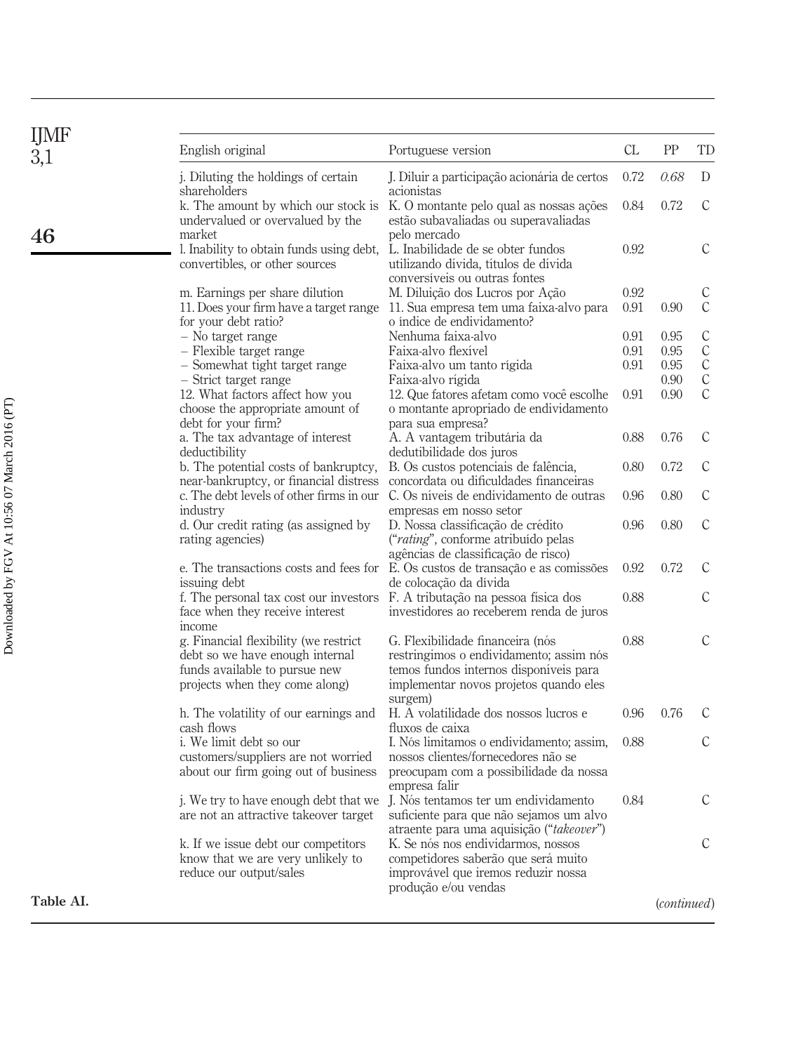| English original | Portuguese version | CL | PP | TD |
|---|---|---|---|---|
| j. Diluting the holdings of certain shareholders | J. Diluir a participação acionária de certos acionistas | 0.72 | *0.68* | D |
| k. The amount by which our stock is undervalued or overvalued by the market | K. O montante pelo qual as nossas ações estão subavaliadas ou superavaliadas pelo mercado | 0.84 | 0.72 | C |
| l. Inability to obtain funds using debt, convertibles, or other sources | L. Inabilidade de se obter fundos utilizando dívida, títulos de dívida conversíveis ou outras fontes | 0.92 | | C |
| m. Earnings per share dilution | M. Diluição dos Lucros por Ação | 0.92 | | C |
| 11. Does your firm have a target range for your debt ratio? | 11. Sua empresa tem uma faixa-alvo para o índice de endividamento? | 0.91 | 0.90 | C |
| – No target range | Nenhuma faixa-alvo | 0.91 | 0.95 | C |
| – Flexible target range | Faixa-alvo flexível | 0.91 | 0.95 | C |
| – Somewhat tight target range | Faixa-alvo um tanto rígida | 0.91 | 0.95 | C |
| – Strict target range | Faixa-alvo rígida | | 0.90 | C |
| 12. What factors affect how you choose the appropriate amount of debt for your firm? | 12. Que fatores afetam como você escolhe o montante apropriado de endividamento para sua empresa? | 0.91 | 0.90 | C |
| a. The tax advantage of interest deductibility | A. A vantagem tributária da dedutibilidade dos juros | 0.88 | 0.76 | C |
| b. The potential costs of bankruptcy, near-bankruptcy, or financial distress | B. Os custos potenciais de falência, concordata ou dificuldades financeiras | 0.80 | 0.72 | C |
| c. The debt levels of other firms in our industry | C. Os níveis de endividamento de outras empresas em nosso setor | 0.96 | 0.80 | C |
| d. Our credit rating (as assigned by rating agencies) | D. Nossa classificação de crédito ("*rating*", conforme atribuído pelas agências de classificação de risco) | 0.96 | 0.80 | C |
| e. The transactions costs and fees for issuing debt | E. Os custos de transação e as comissões de colocação da dívida | 0.92 | 0.72 | C |
| f. The personal tax cost our investors face when they receive interest income | F. A tributação na pessoa física dos investidores ao receberem renda de juros | 0.88 | | C |
| g. Financial flexibility (we restrict debt so we have enough internal funds available to pursue new projects when they come along) | G. Flexibilidade financeira (nós restringimos o endividamento; assim nós temos fundos internos disponíveis para implementar novos projetos quando eles surgem) | 0.88 | | C |
| h. The volatility of our earnings and cash flows | H. A volatilidade dos nossos lucros e fluxos de caixa | 0.96 | 0.76 | C |
| i. We limit debt so our customers/suppliers are not worried about our firm going out of business | I. Nós limitamos o endividamento; assim, nossos clientes/fornecedores não se preocupam com a possibilidade da nossa empresa falir | 0.88 | | C |
| j. We try to have enough debt that we are not an attractive takeover target | J. Nós tentamos ter um endividamento suficiente para que não sejamos um alvo atraente para uma aquisição ("*takeover*") | 0.84 | | C |
| k. If we issue debt our competitors know that we are very unlikely to reduce our output/sales | K. Se nós nos endividarmos, nossos competidores saberão que será muito improvável que iremos reduzir nossa produção e/ou vendas | | | C |

**Table AI.** (*continued*)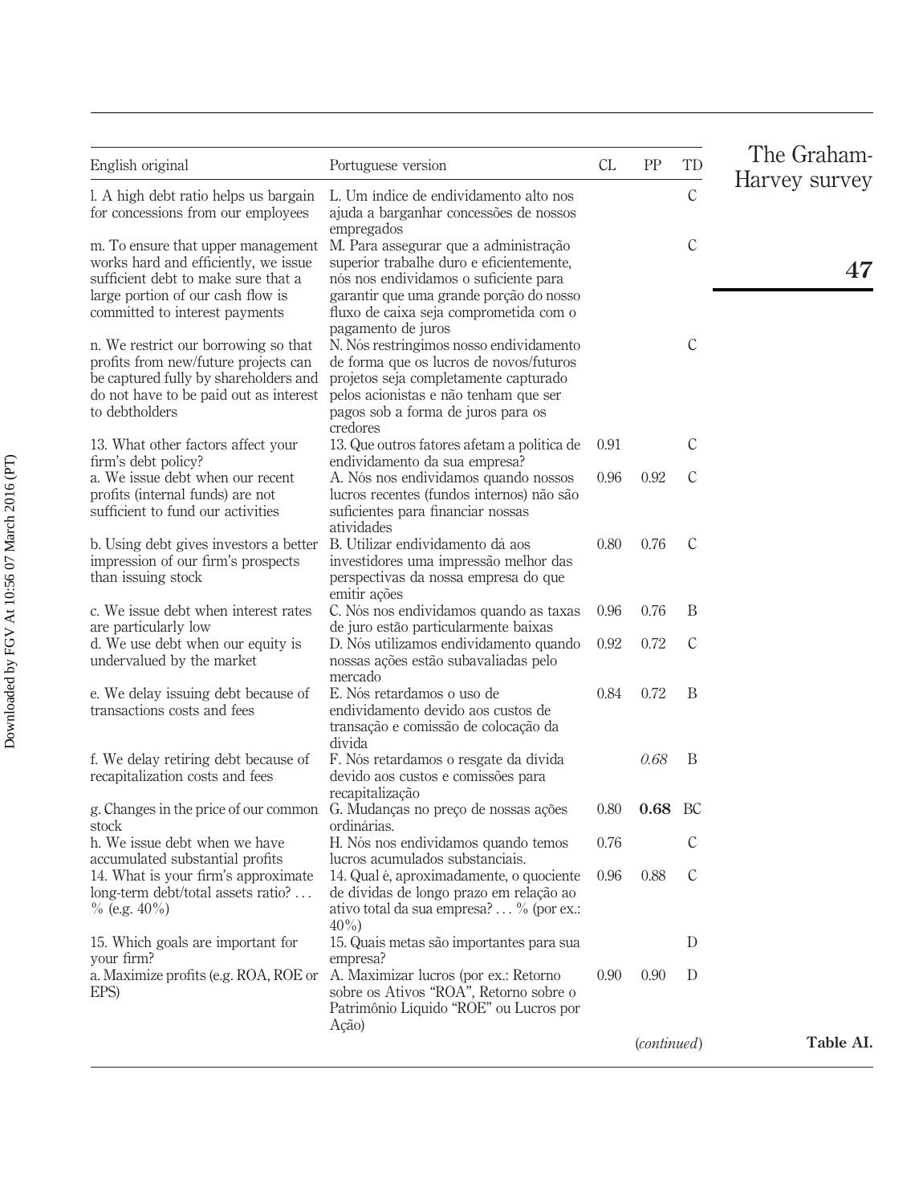| English original | Portuguese version | CL | PP | TD |
|---|---|---|---|---|
| l. A high debt ratio helps us bargain for concessions from our employees | L. Um índice de endividamento alto nos ajuda a barganhar concessões de nossos empregados | | | C |
| m. To ensure that upper management works hard and efficiently, we issue sufficient debt to make sure that a large portion of our cash flow is committed to interest payments | M. Para assegurar que a administração superior trabalhe duro e eficientemente, nós nos endividamos o suficiente para garantir que uma grande porção do nosso fluxo de caixa seja comprometida com o pagamento de juros | | | C |
| n. We restrict our borrowing so that profits from new/future projects can be captured fully by shareholders and do not have to be paid out as interest to debtholders | N. Nós restringimos nosso endividamento de forma que os lucros de novos/futuros projetos seja completamente capturado pelos acionistas e não tenham que ser pagos sob a forma de juros para os credores | | | C |
| 13. What other factors affect your firm's debt policy? | 13. Que outros fatores afetam a política de endividamento da sua empresa? | 0.91 | | C |
| a. We issue debt when our recent profits (internal funds) are not sufficient to fund our activities | A. Nós nos endividamos quando nossos lucros recentes (fundos internos) não são suficientes para financiar nossas atividades | 0.96 | 0.92 | C |
| b. Using debt gives investors a better impression of our firm's prospects than issuing stock | B. Utilizar endividamento dá aos investidores uma impressão melhor das perspectivas da nossa empresa do que emitir ações | 0.80 | 0.76 | C |
| c. We issue debt when interest rates are particularly low | C. Nós nos endividamos quando as taxas de juro estão particularmente baixas | 0.96 | 0.76 | B |
| d. We use debt when our equity is undervalued by the market | D. Nós utilizamos endividamento quando nossas ações estão subavaliadas pelo mercado | 0.92 | 0.72 | C |
| e. We delay issuing debt because of transactions costs and fees | E. Nós retardamos o uso de endividamento devido aos custos de transação e comissão de colocação da dívida | 0.84 | 0.72 | B |
| f. We delay retiring debt because of recapitalization costs and fees | F. Nós retardamos o resgate da dívida devido aos custos e comissões para recapitalização | | *0.68* | B |
| g. Changes in the price of our common stock | G. Mudanças no preço de nossas ações ordinárias. | 0.80 | **0.68** | BC |
| h. We issue debt when we have accumulated substantial profits | H. Nós nos endividamos quando temos lucros acumulados substanciais. | 0.76 | | C |
| 14. What is your firm's approximate long-term debt/total assets ratio? … % (e.g. 40%) | 14. Qual é, aproximadamente, o quociente de dívidas de longo prazo em relação ao ativo total da sua empresa? … % (por ex.: 40%) | 0.96 | 0.88 | C |
| 15. Which goals are important for your firm? | 15. Quais metas são importantes para sua empresa? | | | D |
| a. Maximize profits (e.g. ROA, ROE or EPS) | A. Maximizar lucros (por ex.: Retorno sobre os Ativos "ROA", Retorno sobre o Patrimônio Líquido "ROE" ou Lucros por Ação) | 0.90 | 0.90 | D |

(*continued*)

**Table AI.**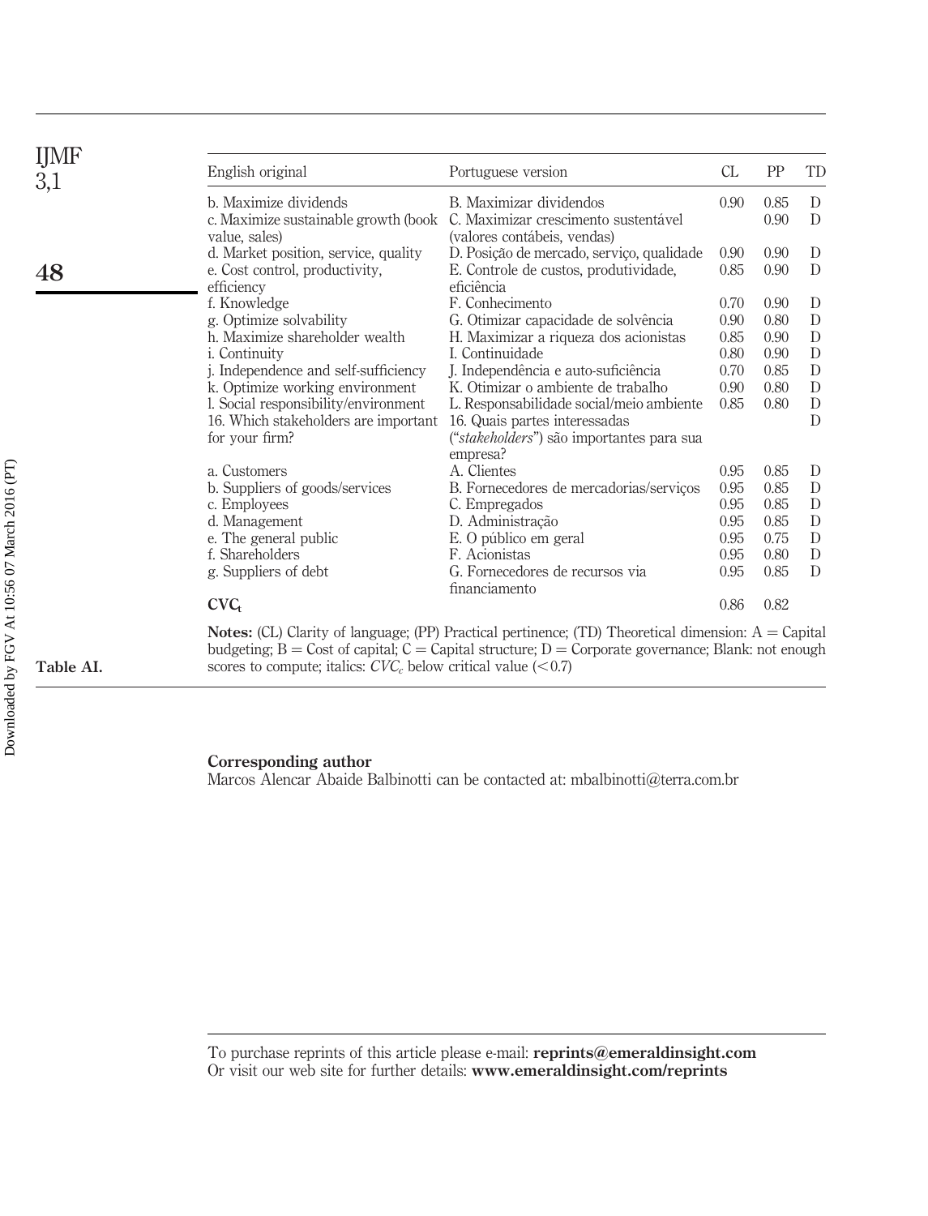| English original | Portuguese version | CL | PP | TD |
|---|---|---|---|---|
| b. Maximize dividends | B. Maximizar dividendos | 0.90 | 0.85 | D |
| c. Maximize sustainable growth (book value, sales) | C. Maximizar crescimento sustentável (valores contábeis, vendas) | | 0.90 | D |
| d. Market position, service, quality | D. Posição de mercado, serviço, qualidade | 0.90 | 0.90 | D |
| e. Cost control, productivity, efficiency | E. Controle de custos, produtividade, eficiência | 0.85 | 0.90 | D |
| f. Knowledge | F. Conhecimento | 0.70 | 0.90 | D |
| g. Optimize solvability | G. Otimizar capacidade de solvência | 0.90 | 0.80 | D |
| h. Maximize shareholder wealth | H. Maximizar a riqueza dos acionistas | 0.85 | 0.90 | D |
| i. Continuity | I. Continuidade | 0.80 | 0.90 | D |
| j. Independence and self-sufficiency | J. Independência e auto-suficiência | 0.70 | 0.85 | D |
| k. Optimize working environment | K. Otimizar o ambiente de trabalho | 0.90 | 0.80 | D |
| l. Social responsibility/environment | L. Responsabilidade social/meio ambiente | 0.85 | 0.80 | D |
| 16. Which stakeholders are important for your firm? | 16. Quais partes interessadas (“*stakeholders*”) são importantes para sua empresa? | | | D |
| a. Customers | A. Clientes | 0.95 | 0.85 | D |
| b. Suppliers of goods/services | B. Fornecedores de mercadorias/serviços | 0.95 | 0.85 | D |
| c. Employees | C. Empregados | 0.95 | 0.85 | D |
| d. Management | D. Administração | 0.95 | 0.85 | D |
| e. The general public | E. O público em geral | 0.95 | 0.75 | D |
| f. Shareholders | F. Acionistas | 0.95 | 0.80 | D |
| g. Suppliers of debt | G. Fornecedores de recursos via financiamento | 0.95 | 0.85 | D |
| **$CVC_t$** | | 0.86 | 0.82 | |

**Notes:** (CL) Clarity of language; (PP) Practical pertinence; (TD) Theoretical dimension: A = Capital budgeting; B = Cost of capital; C = Capital structure; D = Corporate governance; Blank: not enough scores to compute; italics: $CVC_c$ below critical value (<0.7)

**Table AI.**

**Corresponding author**
Marcos Alencar Abaide Balbinotti can be contacted at: mbalbinotti@terra.com.br

To purchase reprints of this article please e-mail: **reprints@emeraldinsight.com**
Or visit our web site for further details: **www.emeraldinsight.com/reprints**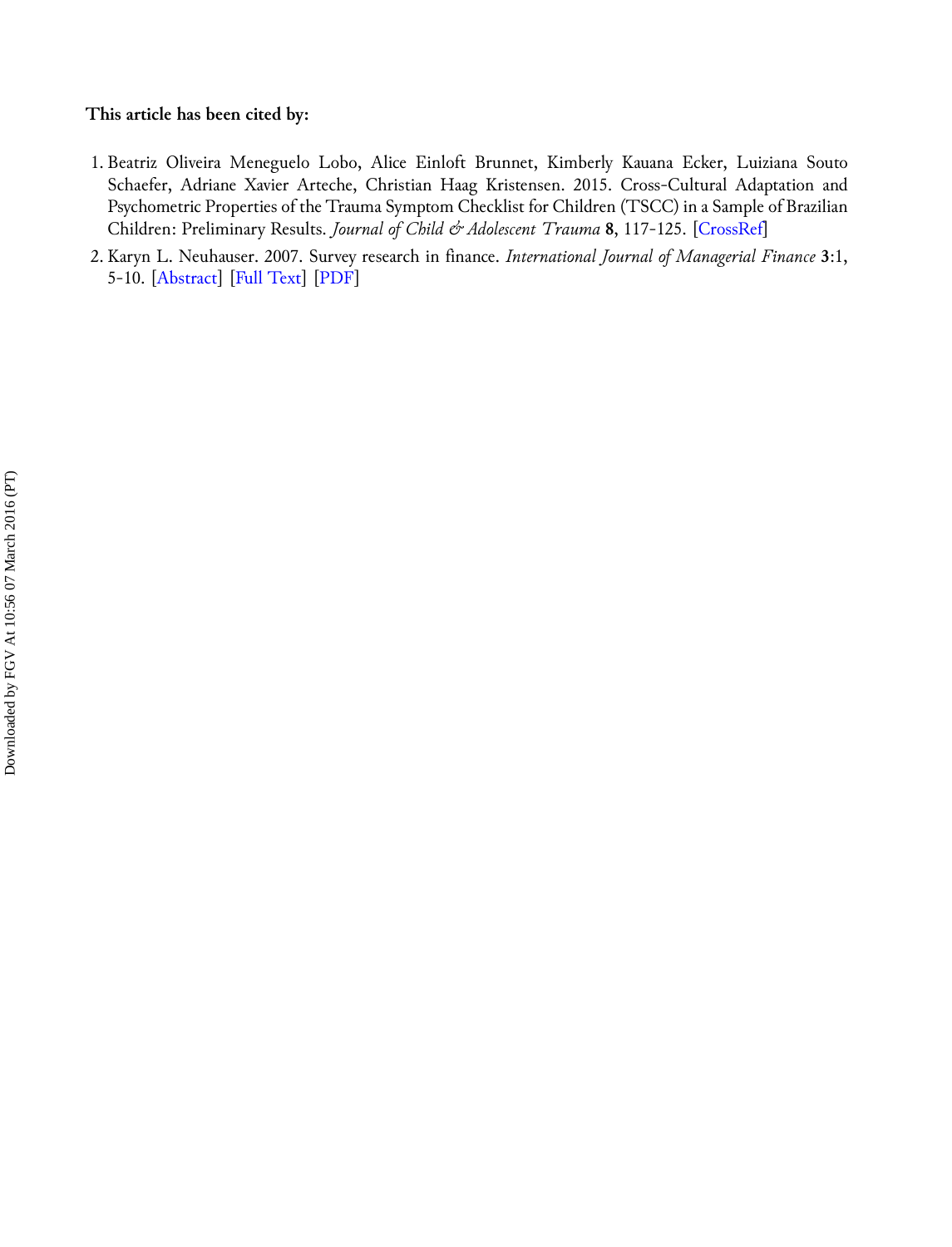**This article has been cited by:**

1. Beatriz Oliveira Meneguelo Lobo, Alice Einloft Brunnet, Kimberly Kauana Ecker, Luiziana Souto Schaefer, Adriane Xavier Arteche, Christian Haag Kristensen. 2015. Cross-Cultural Adaptation and Psychometric Properties of the Trauma Symptom Checklist for Children (TSCC) in a Sample of Brazilian Children: Preliminary Results. *Journal of Child & Adolescent Trauma* **8**, 117-125. [CrossRef]
2. Karyn L. Neuhauser. 2007. Survey research in finance. *International Journal of Managerial Finance* **3**:1, 5-10. [Abstract] [Full Text] [PDF]